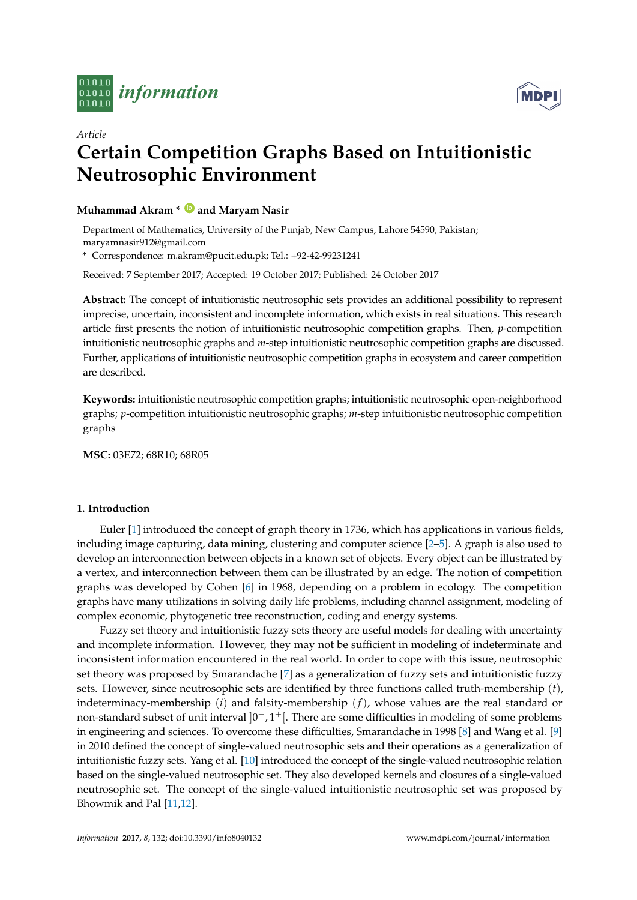*Article*

# Certain Competition Graphs Based on Intuitionistic Neutrosophic Environment

**Muhammad Akram * and Maryam Nasir**

Department of Mathematics, University of the Punjab, New Campus, Lahore 54590, Pakistan; maryamnasir912@gmail.com

\* Correspondence: m.akram@pucit.edu.pk; Tel.: +92-42-99231241

Received: 7 September 2017; Accepted: 19 October 2017; Published: 24 October 2017

**Abstract:** The concept of intuitionistic neutrosophic sets provides an additional possibility to represent imprecise, uncertain, inconsistent and incomplete information, which exists in real situations. This research article first presents the notion of intuitionistic neutrosophic competition graphs. Then, $p$-competition intuitionistic neutrosophic graphs and $m$-step intuitionistic neutrosophic competition graphs are discussed. Further, applications of intuitionistic neutrosophic competition graphs in ecosystem and career competition are described.

**Keywords:** intuitionistic neutrosophic competition graphs; intuitionistic neutrosophic open-neighborhood graphs; $p$-competition intuitionistic neutrosophic graphs; $m$-step intuitionistic neutrosophic competition graphs

**MSC:** 03E72; 68R10; 68R05

## 1. Introduction

Euler [1] introduced the concept of graph theory in 1736, which has applications in various fields, including image capturing, data mining, clustering and computer science [2–5]. A graph is also used to develop an interconnection between objects in a known set of objects. Every object can be illustrated by a vertex, and interconnection between them can be illustrated by an edge. The notion of competition graphs was developed by Cohen [6] in 1968, depending on a problem in ecology. The competition graphs have many utilizations in solving daily life problems, including channel assignment, modeling of complex economic, phytogenetic tree reconstruction, coding and energy systems.

Fuzzy set theory and intuitionistic fuzzy sets theory are useful models for dealing with uncertainty and incomplete information. However, they may not be sufficient in modeling of indeterminate and inconsistent information encountered in the real world. In order to cope with this issue, neutrosophic set theory was proposed by Smarandache [7] as a generalization of fuzzy sets and intuitionistic fuzzy sets. However, since neutrosophic sets are identified by three functions called truth-membership $(t)$, indeterminacy-membership $(i)$ and falsity-membership $(f)$, whose values are the real standard or non-standard subset of unit interval $]0^-, 1^+[$. There are some difficulties in modeling of some problems in engineering and sciences. To overcome these difficulties, Smarandache in 1998 [8] and Wang et al. [9] in 2010 defined the concept of single-valued neutrosophic sets and their operations as a generalization of intuitionistic fuzzy sets. Yang et al. [10] introduced the concept of the single-valued neutrosophic relation based on the single-valued neutrosophic set. They also developed kernels and closures of a single-valued neutrosophic set. The concept of the single-valued intuitionistic neutrosophic set was proposed by Bhowmik and Pal [11,12].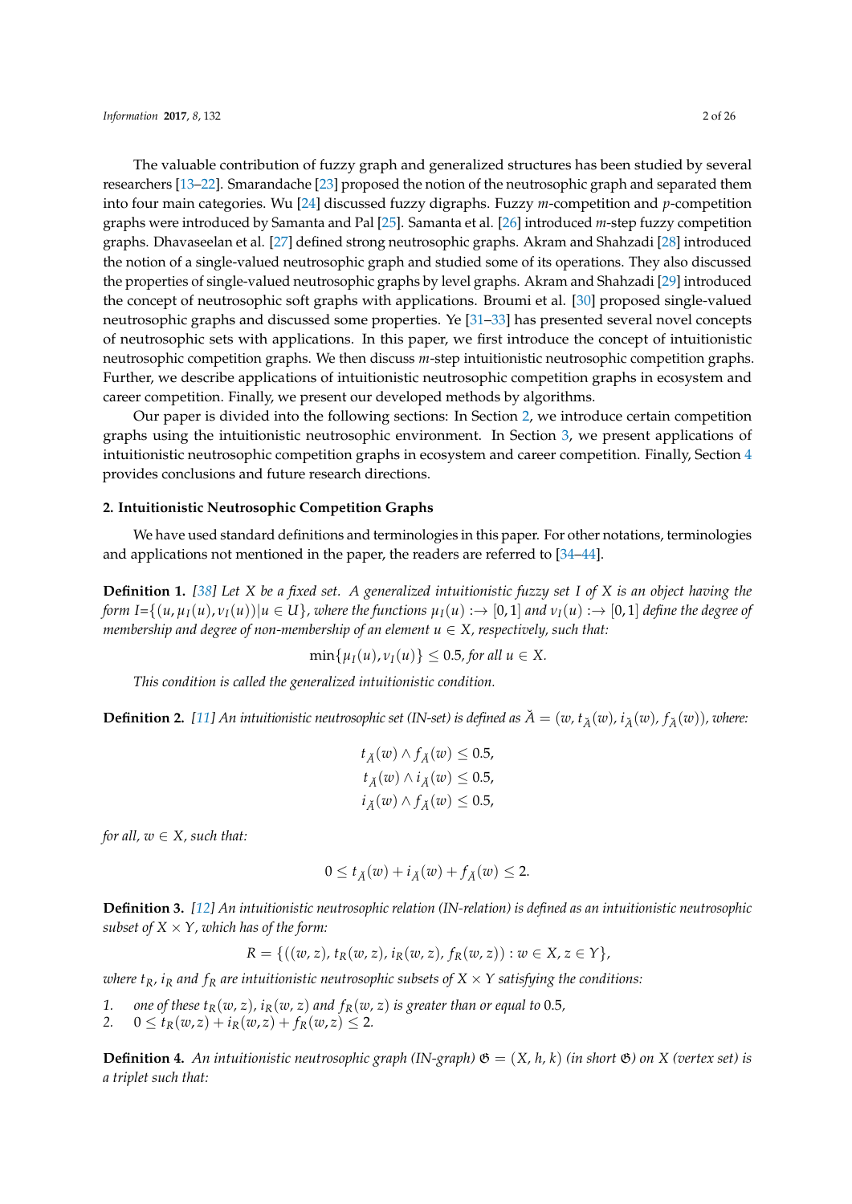The valuable contribution of fuzzy graph and generalized structures has been studied by several researchers [13–22]. Smarandache [23] proposed the notion of the neutrosophic graph and separated them into four main categories. Wu [24] discussed fuzzy digraphs. Fuzzy $m$-competition and $p$-competition graphs were introduced by Samanta and Pal [25]. Samanta et al. [26] introduced $m$-step fuzzy competition graphs. Dhavaseelan et al. [27] defined strong neutrosophic graphs. Akram and Shahzadi [28] introduced the notion of a single-valued neutrosophic graph and studied some of its operations. They also discussed the properties of single-valued neutrosophic graphs by level graphs. Akram and Shahzadi [29] introduced the concept of neutrosophic soft graphs with applications. Broumi et al. [30] proposed single-valued neutrosophic graphs and discussed some properties. Ye [31–33] has presented several novel concepts of neutrosophic sets with applications. In this paper, we first introduce the concept of intuitionistic neutrosophic competition graphs. We then discuss $m$-step intuitionistic neutrosophic competition graphs. Further, we describe applications of intuitionistic neutrosophic competition graphs in ecosystem and career competition. Finally, we present our developed methods by algorithms.

Our paper is divided into the following sections: In Section 2, we introduce certain competition graphs using the intuitionistic neutrosophic environment. In Section 3, we present applications of intuitionistic neutrosophic competition graphs in ecosystem and career competition. Finally, Section 4 provides conclusions and future research directions.

## 2. Intuitionistic Neutrosophic Competition Graphs

We have used standard definitions and terminologies in this paper. For other notations, terminologies and applications not mentioned in the paper, the readers are referred to [34–44].

**Definition 1.** *[38] Let $X$ be a fixed set. A generalized intuitionistic fuzzy set $I$ of $X$ is an object having the form $I=\{(u, \mu_I(u), \nu_I(u)) | u \in U\}$, where the functions $\mu_I(u) :\rightarrow [0,1]$ and $\nu_I(u) :\rightarrow [0,1]$ define the degree of membership and degree of non-membership of an element $u \in X$, respectively, such that:*

$$\min\{\mu_I(u), \nu_I(u)\} \leq 0.5, \text{ for all } u \in X.$$

*This condition is called the generalized intuitionistic condition.*

**Definition 2.** *[11] An intuitionistic neutrosophic set (IN-set) is defined as $\check{A} = (w, t_{\check{A}}(w), i_{\check{A}}(w), f_{\check{A}}(w))$, where:*

$$t_{\check{A}}(w) \wedge f_{\check{A}}(w) \leq 0.5,$$
$$t_{\check{A}}(w) \wedge i_{\check{A}}(w) \leq 0.5,$$
$$i_{\check{A}}(w) \wedge f_{\check{A}}(w) \leq 0.5,$$

*for all, $w \in X$, such that:*

$$0 \leq t_{\check{A}}(w) + i_{\check{A}}(w) + f_{\check{A}}(w) \leq 2.$$

**Definition 3.** *[12] An intuitionistic neutrosophic relation (IN-relation) is defined as an intuitionistic neutrosophic subset of $X \times Y$, which has of the form:*

$$R = \{((w, z), t_R(w, z), i_R(w, z), f_R(w, z)) : w \in X, z \in Y\},$$

*where $t_R$, $i_R$ and $f_R$ are intuitionistic neutrosophic subsets of $X \times Y$ satisfying the conditions:*

1. *one of these $t_R(w, z)$, $i_R(w, z)$ and $f_R(w, z)$ is greater than or equal to 0.5,*
2. *$0 \leq t_R(w, z) + i_R(w, z) + f_R(w, z) \leq 2$.*

**Definition 4.** *An intuitionistic neutrosophic graph (IN-graph) $\mathfrak{G} = (X, h, k)$ (in short $\mathfrak{G}$) on $X$ (vertex set) is a triplet such that:*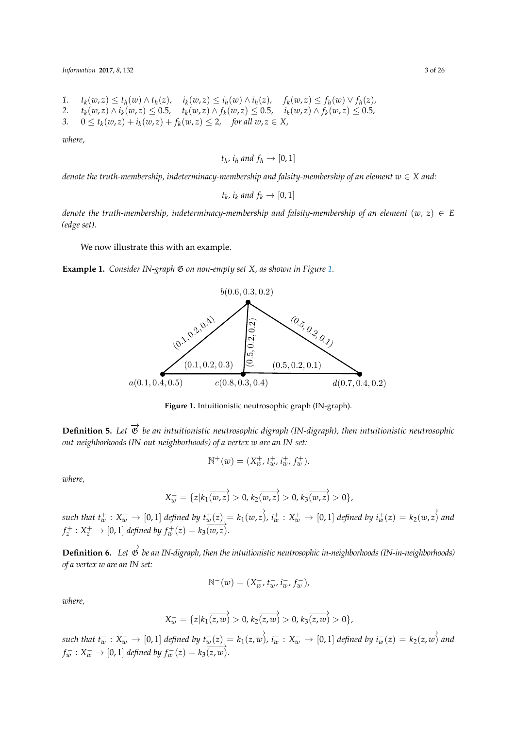1. $t_k(w,z) \leq t_h(w) \wedge t_h(z), \quad i_k(w,z) \leq i_h(w) \wedge i_h(z), \quad f_k(w,z) \leq f_h(w) \vee f_h(z),$
2. $t_k(w,z) \wedge i_k(w,z) \leq 0.5, \quad t_k(w,z) \wedge f_k(w,z) \leq 0.5, \quad i_k(w,z) \wedge f_k(w,z) \leq 0.5,$
3. $0 \leq t_k(w,z) + i_k(w,z) + f_k(w,z) \leq 2, \quad$ *for all* $w, z \in X$,

*where,*

$$t_h,\ i_h \text{ and } f_h \rightarrow [0,1]$$

*denote the truth-membership, indeterminacy-membership and falsity-membership of an element* $w \in X$ *and:*

$$t_k,\ i_k \text{ and } f_k \rightarrow [0,1]$$

*denote the truth-membership, indeterminacy-membership and falsity-membership of an element* $(w,\ z) \in E$ *(edge set).*

We now illustrate this with an example.

**Example 1.** *Consider IN-graph* $\mathfrak{G}$ *on non-empty set* $X$*, as shown in Figure 1.*

**Figure 1.** Intuitionistic neutrosophic graph (IN-graph).

**Definition 5.** *Let* $\overrightarrow{\mathfrak{G}}$ *be an intuitionistic neutrosophic digraph (IN-digraph), then intuitionistic neutrosophic out-neighborhoods (IN-out-neighborhoods) of a vertex* $w$ *are an IN-set:*

$$\mathbb{N}^+(w) = (X_w^+, t_w^+, i_w^+, f_w^+),$$

*where,*

$$X_w^+ = \{z | k_1\overrightarrow{(w,z)} > 0, k_2\overrightarrow{(w,z)} > 0, k_3\overrightarrow{(w,z)} > 0\},$$

*such that* $t_w^+ : X_w^+ \rightarrow [0,1]$ *defined by* $t_w^+(z) = k_1\overrightarrow{(w,z)}$, $i_w^+ : X_w^+ \rightarrow [0,1]$ *defined by* $i_w^+(z) = k_2\overrightarrow{(w,z)}$ *and* $f_z^+ : X_z^+ \rightarrow [0,1]$ *defined by* $f_w^+(z) = k_3\overrightarrow{(w,z)}$.

**Definition 6.** *Let* $\overrightarrow{\mathfrak{G}}$ *be an IN-digraph, then the intuitionistic neutrosophic in-neighborhoods (IN-in-neighborhoods) of a vertex* $w$ *are an IN-set:*

$$\mathbb{N}^-(w) = (X_w^-, t_w^-, i_w^-, f_w^-),$$

*where,*

$$X_w^- = \{z | k_1\overrightarrow{(z,w)} > 0, k_2\overrightarrow{(z,w)} > 0, k_3\overrightarrow{(z,w)} > 0\},$$

*such that* $t_w^- : X_w^- \rightarrow [0,1]$ *defined by* $t_w^-(z) = k_1\overrightarrow{(z,w)}$, $i_w^- : X_w^- \rightarrow [0,1]$ *defined by* $i_w^-(z) = k_2\overrightarrow{(z,w)}$ *and* $f_w^- : X_w^- \rightarrow [0,1]$ *defined by* $f_w^-(z) = k_3\overrightarrow{(z,w)}$.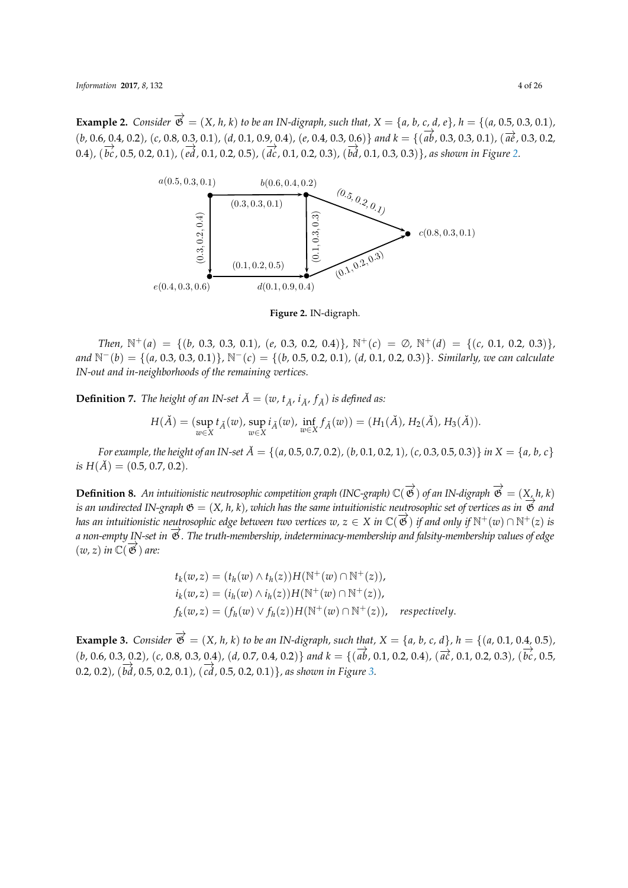**Example 2.** *Consider* $\overrightarrow{\mathfrak{G}} = (X, h, k)$ *to be an IN-digraph, such that,* $X = \{a, b, c, d, e\}$, $h = \{(a, 0.5, 0.3, 0.1), (b, 0.6, 0.4, 0.2), (c, 0.8, 0.3, 0.1), (d, 0.1, 0.9, 0.4), (e, 0.4, 0.3, 0.6)\}$ *and* $k = \{(\overrightarrow{ab}, 0.3, 0.3, 0.1), (\overrightarrow{ae}, 0.3, 0.2, 0.4), (\overrightarrow{bc}, 0.5, 0.2, 0.1), (\overrightarrow{ed}, 0.1, 0.2, 0.5), (\overrightarrow{dc}, 0.1, 0.2, 0.3), (\overrightarrow{bd}, 0.1, 0.3, 0.3)\}$*, as shown in Figure 2.*

**Figure 2.** IN-digraph.

*Then,* $\mathbb{N}^+(a) = \{(b, 0.3, 0.3, 0.1), (e, 0.3, 0.2, 0.4)\}$, $\mathbb{N}^+(c) = \varnothing$, $\mathbb{N}^+(d) = \{(c, 0.1, 0.2, 0.3)\}$, *and* $\mathbb{N}^-(b) = \{(a, 0.3, 0.3, 0.1)\}$, $\mathbb{N}^-(c) = \{(b, 0.5, 0.2, 0.1), (d, 0.1, 0.2, 0.3)\}$*. Similarly, we can calculate IN-out and in-neighborhoods of the remaining vertices.*

**Definition 7.** *The height of an IN-set* $\breve{A} = (w, t_{\breve{A}}, i_{\breve{A}}, f_{\breve{A}})$ *is defined as:*

$$H(\breve{A}) = (\sup_{w \in X} t_{\breve{A}}(w), \sup_{w \in X} i_{\breve{A}}(w), \inf_{w \in X} f_{\breve{A}}(w)) = (H_1(\breve{A}), H_2(\breve{A}), H_3(\breve{A})).$$

*For example, the height of an IN-set* $\breve{A} = \{(a, 0.5, 0.7, 0.2), (b, 0.1, 0.2, 1), (c, 0.3, 0.5, 0.3)\}$ *in* $X = \{a, b, c\}$ *is* $H(\breve{A}) = (0.5, 0.7, 0.2)$.

**Definition 8.** *An intuitionistic neutrosophic competition graph (INC-graph)* $\mathbb{C}(\overrightarrow{\mathfrak{G}})$ *of an IN-digraph* $\overrightarrow{\mathfrak{G}} = (X, h, k)$ *is an undirected IN-graph* $\mathfrak{G} = (X, h, k)$*, which has the same intuitionistic neutrosophic set of vertices as in* $\overrightarrow{\mathfrak{G}}$ *and has an intuitionistic neutrosophic edge between two vertices* $w, z \in X$ *in* $\mathbb{C}(\overrightarrow{\mathfrak{G}})$ *if and only if* $\mathbb{N}^+(w) \cap \mathbb{N}^+(z)$ *is a non-empty IN-set in* $\overrightarrow{\mathfrak{G}}$*. The truth-membership, indeterminacy-membership and falsity-membership values of edge* $(w, z)$ *in* $\mathbb{C}(\overrightarrow{\mathfrak{G}})$ *are:*

$$\begin{aligned}
t_k(w,z) &= (t_h(w) \wedge t_h(z))H(\mathbb{N}^+(w) \cap \mathbb{N}^+(z)), \\
i_k(w,z) &= (i_h(w) \wedge i_h(z))H(\mathbb{N}^+(w) \cap \mathbb{N}^+(z)), \\
f_k(w,z) &= (f_h(w) \vee f_h(z))H(\mathbb{N}^+(w) \cap \mathbb{N}^+(z)), \quad \textit{respectively}.
\end{aligned}$$

**Example 3.** *Consider* $\overrightarrow{\mathfrak{G}} = (X, h, k)$ *to be an IN-digraph, such that,* $X = \{a, b, c, d\}$, $h = \{(a, 0.1, 0.4, 0.5), (b, 0.6, 0.3, 0.2), (c, 0.8, 0.3, 0.4), (d, 0.7, 0.4, 0.2)\}$ *and* $k = \{(\overrightarrow{ab}, 0.1, 0.2, 0.4), (\overrightarrow{ac}, 0.1, 0.2, 0.3), (\overrightarrow{bc}, 0.5, 0.2, 0.2), (\overrightarrow{bd}, 0.5, 0.2, 0.1), (\overrightarrow{cd}, 0.5, 0.2, 0.1)\}$*, as shown in Figure 3.*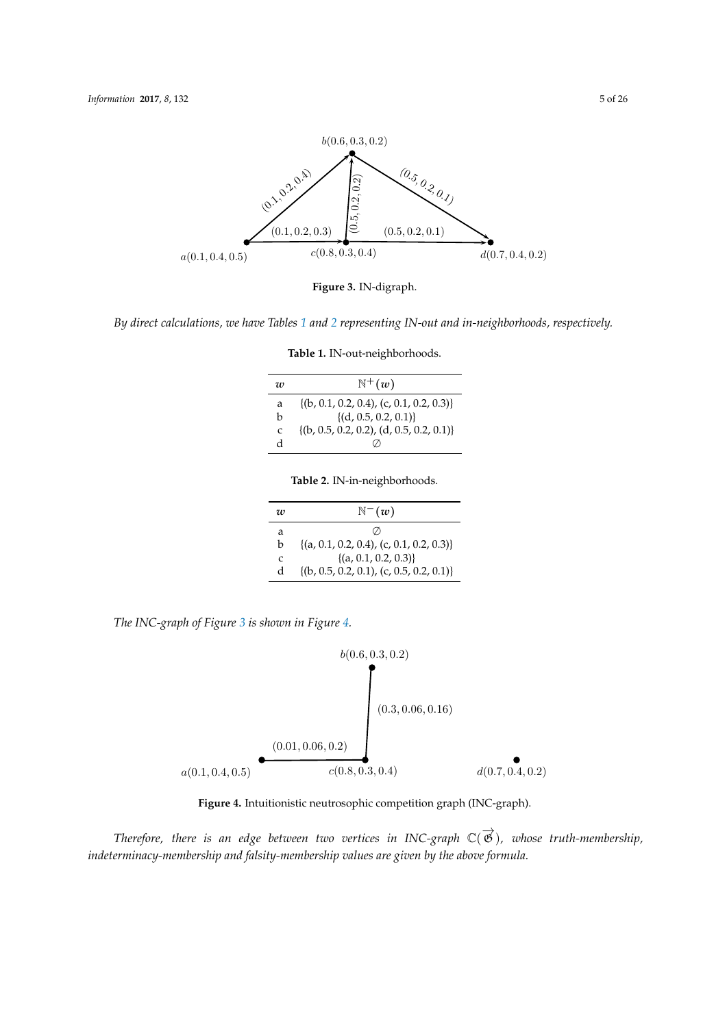Figure 3. IN-digraph.

*By direct calculations, we have Tables 1 and 2 representing IN-out and in-neighborhoods, respectively.*

**Table 1.** IN-out-neighborhoods.

| $w$ | $\mathbb{N}^+(w)$ |
|---|---|
| a | {(b, 0.1, 0.2, 0.4), (c, 0.1, 0.2, 0.3)} |
| b | {(d, 0.5, 0.2, 0.1)} |
| c | {(b, 0.5, 0.2, 0.2), (d, 0.5, 0.2, 0.1)} |
| d | $\emptyset$ |

**Table 2.** IN-in-neighborhoods.

| $w$ | $\mathbb{N}^-(w)$ |
|---|---|
| a | $\emptyset$ |
| b | {(a, 0.1, 0.2, 0.4), (c, 0.1, 0.2, 0.3)} |
| c | {(a, 0.1, 0.2, 0.3)} |
| d | {(b, 0.5, 0.2, 0.1), (c, 0.5, 0.2, 0.1)} |

*The INC-graph of Figure 3 is shown in Figure 4.*

**Figure 4.** Intuitionistic neutrosophic competition graph (INC-graph).

*Therefore, there is an edge between two vertices in INC-graph $\mathbb{C}(\overrightarrow{\mathfrak{G}})$, whose truth-membership, indeterminacy-membership and falsity-membership values are given by the above formula.*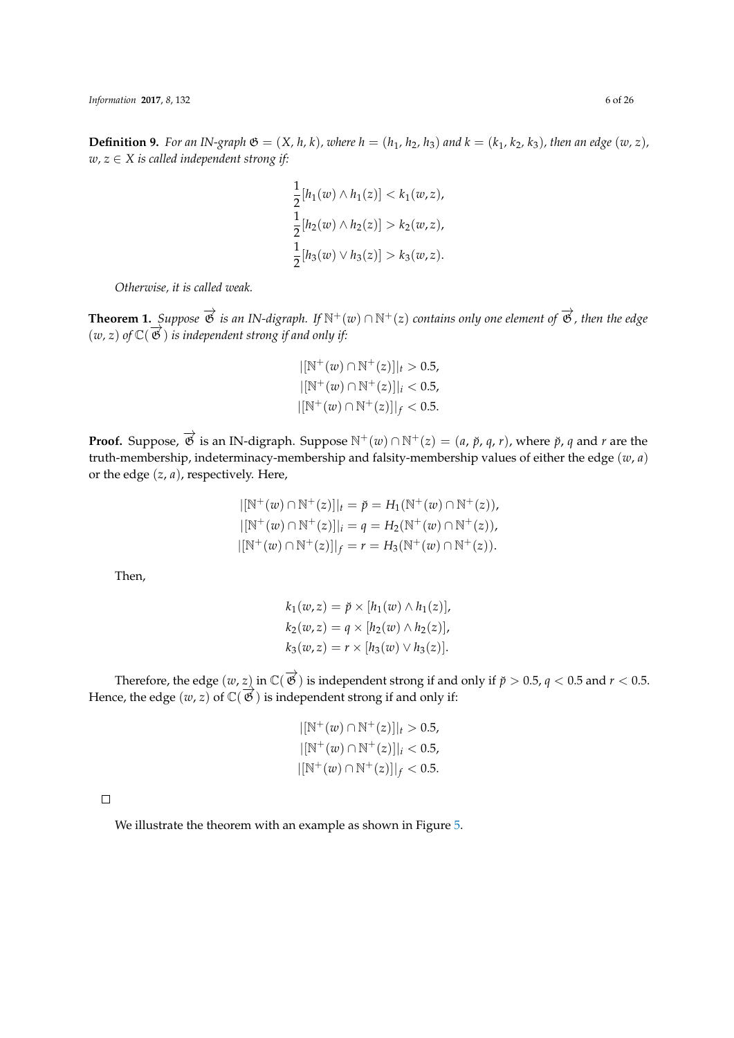**Definition 9.** *For an IN-graph $\mathfrak{G} = (X, h, k)$, where $h = (h_1, h_2, h_3)$ and $k = (k_1, k_2, k_3)$, then an edge $(w, z)$, $w, z \in X$ is called independent strong if:*

$$\frac{1}{2}[h_1(w) \wedge h_1(z)] < k_1(w, z),$$
$$\frac{1}{2}[h_2(w) \wedge h_2(z)] > k_2(w, z),$$
$$\frac{1}{2}[h_3(w) \vee h_3(z)] > k_3(w, z).$$

*Otherwise, it is called weak.*

**Theorem 1.** *Suppose $\overrightarrow{\mathfrak{G}}$ is an IN-digraph. If $\mathbb{N}^+(w) \cap \mathbb{N}^+(z)$ contains only one element of $\overrightarrow{\mathfrak{G}}$, then the edge $(w, z)$ of $\mathbb{C}(\overrightarrow{\mathfrak{G}})$ is independent strong if and only if:*

$$|[\mathbb{N}^+(w) \cap \mathbb{N}^+(z)]|_t > 0.5,$$
$$|[\mathbb{N}^+(w) \cap \mathbb{N}^+(z)]|_i < 0.5,$$
$$|[\mathbb{N}^+(w) \cap \mathbb{N}^+(z)]|_f < 0.5.$$

**Proof.** Suppose, $\overrightarrow{\mathfrak{G}}$ is an IN-digraph. Suppose $\mathbb{N}^+(w) \cap \mathbb{N}^+(z) = (a, \check{p}, q, r)$, where $\check{p}$, $q$ and $r$ are the truth-membership, indeterminacy-membership and falsity-membership values of either the edge $(w, a)$ or the edge $(z, a)$, respectively. Here,

$$|[\mathbb{N}^+(w) \cap \mathbb{N}^+(z)]|_t = \check{p} = H_1(\mathbb{N}^+(w) \cap \mathbb{N}^+(z)),$$
$$|[\mathbb{N}^+(w) \cap \mathbb{N}^+(z)]|_i = q = H_2(\mathbb{N}^+(w) \cap \mathbb{N}^+(z)),$$
$$|[\mathbb{N}^+(w) \cap \mathbb{N}^+(z)]|_f = r = H_3(\mathbb{N}^+(w) \cap \mathbb{N}^+(z)).$$

Then,

$$k_1(w, z) = \check{p} \times [h_1(w) \wedge h_1(z)],$$
$$k_2(w, z) = q \times [h_2(w) \wedge h_2(z)],$$
$$k_3(w, z) = r \times [h_3(w) \vee h_3(z)].$$

Therefore, the edge $(w, z)$ in $\mathbb{C}(\overrightarrow{\mathfrak{G}})$ is independent strong if and only if $\check{p} > 0.5$, $q < 0.5$ and $r < 0.5$. Hence, the edge $(w, z)$ of $\mathbb{C}(\overrightarrow{\mathfrak{G}})$ is independent strong if and only if:

$$|[\mathbb{N}^+(w) \cap \mathbb{N}^+(z)]|_t > 0.5,$$
$$|[\mathbb{N}^+(w) \cap \mathbb{N}^+(z)]|_i < 0.5,$$
$$|[\mathbb{N}^+(w) \cap \mathbb{N}^+(z)]|_f < 0.5.$$

□

We illustrate the theorem with an example as shown in Figure 5.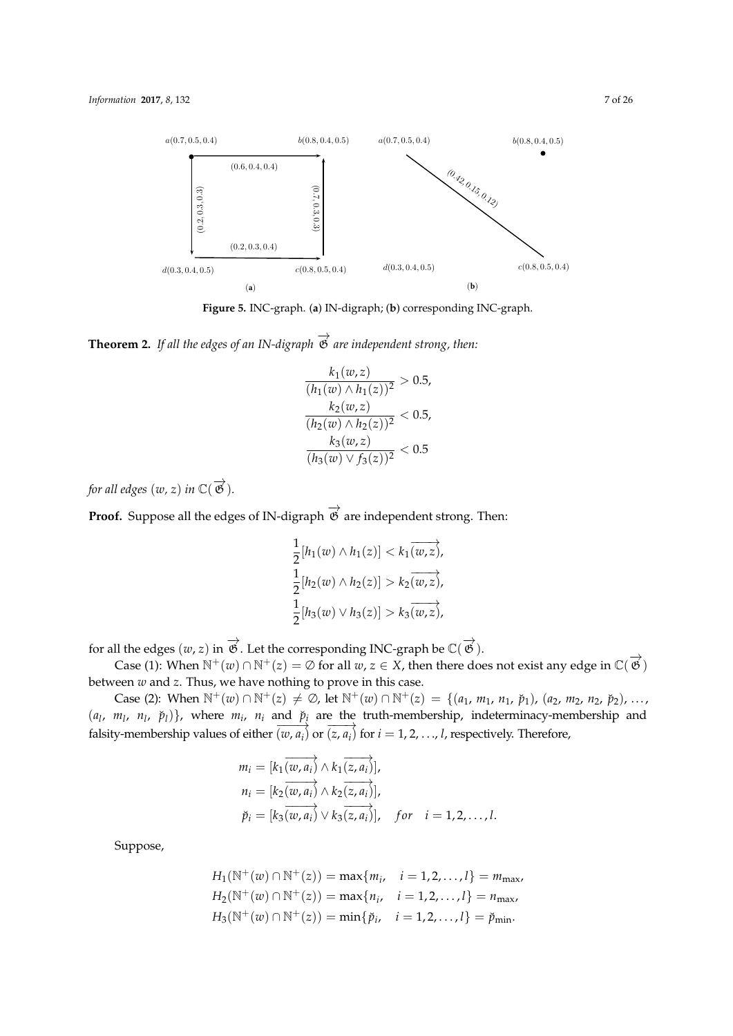**Figure 5.** INC-graph. (**a**) IN-digraph; (**b**) corresponding INC-graph.

**Theorem 2.** *If all the edges of an IN-digraph $\overrightarrow{\mathfrak{G}}$ are independent strong, then:*

$$\frac{k_1(w,z)}{(h_1(w) \wedge h_1(z))^2} > 0.5,$$
$$\frac{k_2(w,z)}{(h_2(w) \wedge h_2(z))^2} < 0.5,$$
$$\frac{k_3(w,z)}{(h_3(w) \vee f_3(z))^2} < 0.5$$

*for all edges $(w, z)$ in $\mathbb{C}(\overrightarrow{\mathfrak{G}})$.*

**Proof.** Suppose all the edges of IN-digraph $\overrightarrow{\mathfrak{G}}$ are independent strong. Then:

$$\frac{1}{2}[h_1(w) \wedge h_1(z)] < k_1\overrightarrow{(w,z)},$$
$$\frac{1}{2}[h_2(w) \wedge h_2(z)] > k_2\overrightarrow{(w,z)},$$
$$\frac{1}{2}[h_3(w) \vee h_3(z)] > k_3\overrightarrow{(w,z)},$$

for all the edges $(w, z)$ in $\overrightarrow{\mathfrak{G}}$. Let the corresponding INC-graph be $\mathbb{C}(\overrightarrow{\mathfrak{G}})$.

Case (1): When $\mathbb{N}^+(w) \cap \mathbb{N}^+(z) = \emptyset$ for all $w, z \in X$, then there does not exist any edge in $\mathbb{C}(\overrightarrow{\mathfrak{G}})$ between $w$ and $z$. Thus, we have nothing to prove in this case.

Case (2): When $\mathbb{N}^+(w) \cap \mathbb{N}^+(z) \neq \emptyset$, let $\mathbb{N}^+(w) \cap \mathbb{N}^+(z) = \{(a_1, m_1, n_1, \check{p}_1), (a_2, m_2, n_2, \check{p}_2), \ldots, (a_l, m_l, n_l, \check{p}_l)\}$, where $m_i$, $n_i$ and $\check{p}_i$ are the truth-membership, indeterminacy-membership and falsity-membership values of either $\overrightarrow{(w, a_i)}$ or $\overrightarrow{(z, a_i)}$ for $i = 1, 2, \ldots, l$, respectively. Therefore,

$$m_i = [k_1\overrightarrow{(w,a_i)} \wedge k_1\overrightarrow{(z,a_i)}],$$
$$n_i = [k_2\overrightarrow{(w,a_i)} \wedge k_2\overrightarrow{(z,a_i)}],$$
$$\check{p}_i = [k_3\overrightarrow{(w,a_i)} \vee k_3\overrightarrow{(z,a_i)}], \quad for \quad i = 1, 2, \ldots, l.$$

Suppose,

$$H_1(\mathbb{N}^+(w) \cap \mathbb{N}^+(z)) = \max\{m_i, \quad i = 1, 2, \ldots, l\} = m_{\max},$$
$$H_2(\mathbb{N}^+(w) \cap \mathbb{N}^+(z)) = \max\{n_i, \quad i = 1, 2, \ldots, l\} = n_{\max},$$
$$H_3(\mathbb{N}^+(w) \cap \mathbb{N}^+(z)) = \min\{\check{p}_i, \quad i = 1, 2, \ldots, l\} = \check{p}_{\min}.$$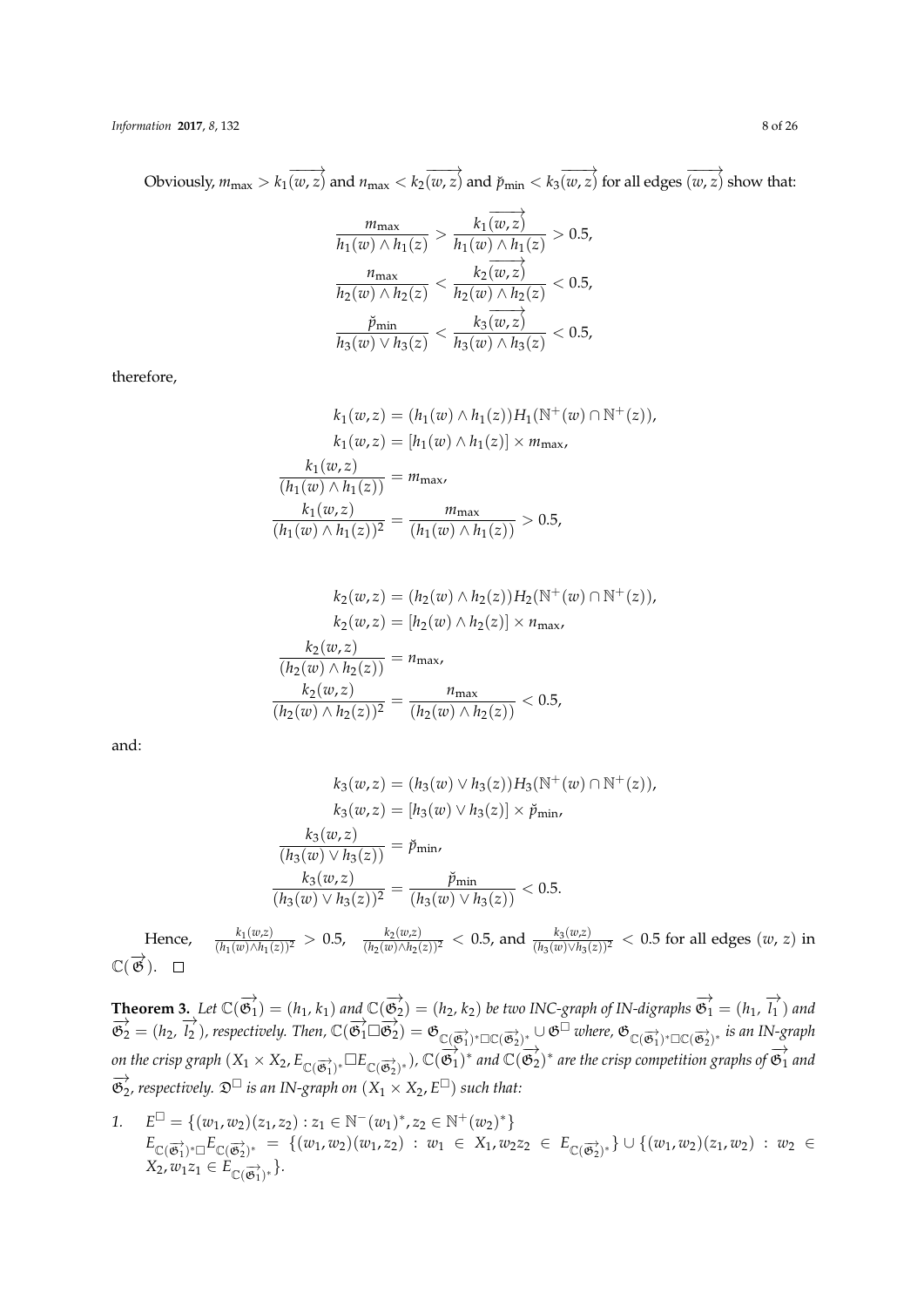Obviously, $m_{\max} > k_1\overrightarrow{(w,z)}$ and $n_{\max} < k_2\overrightarrow{(w,z)}$ and $\breve{p}_{\min} < k_3\overrightarrow{(w,z)}$ for all edges $\overrightarrow{(w,z)}$ show that:

$$\frac{m_{\max}}{h_1(w) \wedge h_1(z)} > \frac{k_1\overrightarrow{(w,z)}}{h_1(w) \wedge h_1(z)} > 0.5,$$

$$\frac{n_{\max}}{h_2(w) \wedge h_2(z)} < \frac{k_2\overrightarrow{(w,z)}}{h_2(w) \wedge h_2(z)} < 0.5,$$

$$\frac{\breve{p}_{\min}}{h_3(w) \vee h_3(z)} < \frac{k_3\overrightarrow{(w,z)}}{h_3(w) \wedge h_3(z)} < 0.5,$$

therefore,

$$k_1(w,z) = (h_1(w) \wedge h_1(z))H_1(\mathbb{N}^+(w) \cap \mathbb{N}^+(z)),$$

$$k_1(w,z) = [h_1(w) \wedge h_1(z)] \times m_{\max},$$

$$\frac{k_1(w,z)}{(h_1(w) \wedge h_1(z))} = m_{\max},$$

$$\frac{k_1(w,z)}{(h_1(w) \wedge h_1(z))^2} = \frac{m_{\max}}{(h_1(w) \wedge h_1(z))} > 0.5,$$

$$k_2(w,z) = (h_2(w) \wedge h_2(z))H_2(\mathbb{N}^+(w) \cap \mathbb{N}^+(z)),$$

$$k_2(w,z) = [h_2(w) \wedge h_2(z)] \times n_{\max},$$

$$\frac{k_2(w,z)}{(h_2(w) \wedge h_2(z))} = n_{\max},$$

$$\frac{k_2(w,z)}{(h_2(w) \wedge h_2(z))^2} = \frac{n_{\max}}{(h_2(w) \wedge h_2(z))} < 0.5,$$

and:

$$k_3(w,z) = (h_3(w) \vee h_3(z))H_3(\mathbb{N}^+(w) \cap \mathbb{N}^+(z)),$$

$$k_3(w,z) = [h_3(w) \vee h_3(z)] \times \breve{p}_{\min},$$

$$\frac{k_3(w,z)}{(h_3(w) \vee h_3(z))} = \breve{p}_{\min},$$

$$\frac{k_3(w,z)}{(h_3(w) \vee h_3(z))^2} = \frac{\breve{p}_{\min}}{(h_3(w) \vee h_3(z))} < 0.5.$$

Hence, $\frac{k_1(w,z)}{(h_1(w) \wedge h_1(z))^2} > 0.5$, $\frac{k_2(w,z)}{(h_2(w) \wedge h_2(z))^2} < 0.5$, and $\frac{k_3(w,z)}{(h_3(w) \vee h_3(z))^2} < 0.5$ for all edges $(w,z)$ in $\mathbb{C}(\overrightarrow{\mathfrak{G}})$. $\square$

**Theorem 3.** *Let $\mathbb{C}(\overrightarrow{\mathfrak{G}_1}) = (h_1, k_1)$ and $\mathbb{C}(\overrightarrow{\mathfrak{G}_2}) = (h_2, k_2)$ be two INC-graph of IN-digraphs $\overrightarrow{\mathfrak{G}_1} = (h_1, \overrightarrow{l_1})$ and $\overrightarrow{\mathfrak{G}_2} = (h_2, \overrightarrow{l_2})$, respectively. Then, $\mathbb{C}(\overrightarrow{\mathfrak{G}_1} \square \overrightarrow{\mathfrak{G}_2}) = \mathfrak{G}_{\mathbb{C}(\overrightarrow{\mathfrak{G}_1})^* \square \mathbb{C}(\overrightarrow{\mathfrak{G}_2})^*} \cup \mathfrak{G}^{\square}$ where, $\mathfrak{G}_{\mathbb{C}(\overrightarrow{\mathfrak{G}_1})^* \square \mathbb{C}(\overrightarrow{\mathfrak{G}_2})^*}$ is an IN-graph on the crisp graph $(X_1 \times X_2, E_{\mathbb{C}(\overrightarrow{\mathfrak{G}_1})^*} \square E_{\mathbb{C}(\overrightarrow{\mathfrak{G}_2})^*})$, $\mathbb{C}(\overrightarrow{\mathfrak{G}_1})^*$ and $\mathbb{C}(\overrightarrow{\mathfrak{G}_2})^*$ are the crisp competition graphs of $\overrightarrow{\mathfrak{G}_1}$ and $\overrightarrow{\mathfrak{G}_2}$, respectively. $\mathfrak{D}^{\square}$ is an IN-graph on $(X_1 \times X_2, E^{\square})$ such that:*

1. $E^{\square} = \{(w_1, w_2)(z_1, z_2) : z_1 \in \mathbb{N}^-(w_1)^*, z_2 \in \mathbb{N}^+(w_2)^*\}$
   $E_{\mathbb{C}(\overrightarrow{\mathfrak{G}_1})^*} \square E_{\mathbb{C}(\overrightarrow{\mathfrak{G}_2})^*} = \{(w_1, w_2)(w_1, z_2) : w_1 \in X_1, w_2 z_2 \in E_{\mathbb{C}(\overrightarrow{\mathfrak{G}_2})^*}\} \cup \{(w_1, w_2)(z_1, w_2) : w_2 \in X_2, w_1 z_1 \in E_{\mathbb{C}(\overrightarrow{\mathfrak{G}_1})^*}\}$.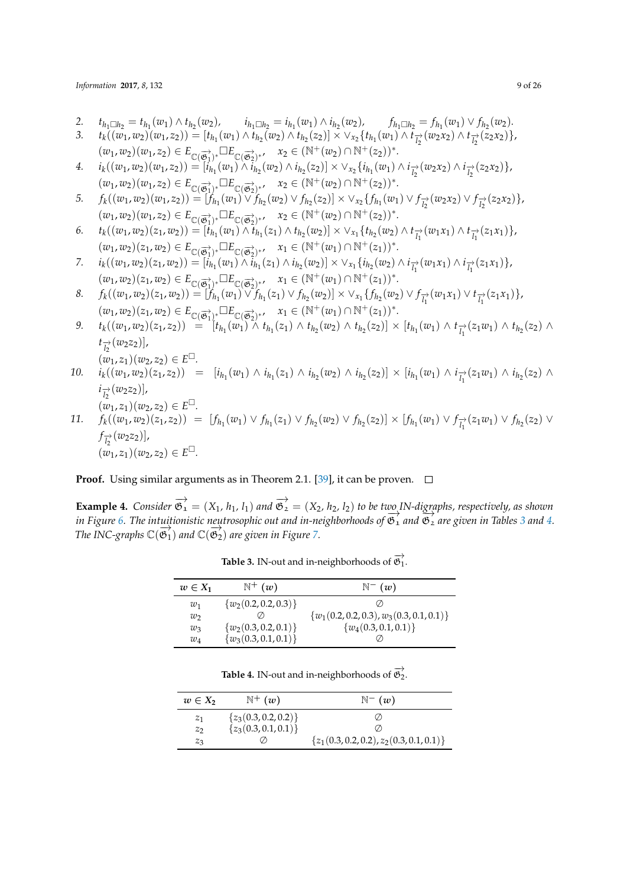2. $t_{h_1 \Box h_2} = t_{h_1}(w_1) \wedge t_{h_2}(w_2)$, $\quad i_{h_1 \Box h_2} = i_{h_1}(w_1) \wedge i_{h_2}(w_2)$, $\quad f_{h_1 \Box h_2} = f_{h_1}(w_1) \vee f_{h_2}(w_2)$.
3. $t_k((w_1,w_2)(w_1,z_2)) = [t_{h_1}(w_1) \wedge t_{h_2}(w_2) \wedge t_{h_2}(z_2)] \times \vee_{x_2}\{t_{h_1}(w_1) \wedge t_{\overrightarrow{l_2}}(w_2x_2) \wedge t_{\overrightarrow{l_2}}(z_2x_2)\}$,
   $(w_1,w_2)(w_1,z_2) \in E_{\mathbb{C}(\overrightarrow{\mathfrak{G}_1})^*} \Box E_{\mathbb{C}(\overrightarrow{\mathfrak{G}_2})^*}$, $\quad x_2 \in (\mathbb{N}^+(w_2) \cap \mathbb{N}^+(z_2))^*$.
4. $i_k((w_1,w_2)(w_1,z_2)) = [i_{h_1}(w_1) \wedge i_{h_2}(w_2) \wedge i_{h_2}(z_2)] \times \vee_{x_2}\{i_{h_1}(w_1) \wedge i_{\overrightarrow{l_2}}(w_2x_2) \wedge i_{\overrightarrow{l_2}}(z_2x_2)\}$,
   $(w_1,w_2)(w_1,z_2) \in E_{\mathbb{C}(\overrightarrow{\mathfrak{G}_1})^*} \Box E_{\mathbb{C}(\overrightarrow{\mathfrak{G}_2})^*}$, $\quad x_2 \in (\mathbb{N}^+(w_2) \cap \mathbb{N}^+(z_2))^*$.
5. $f_k((w_1,w_2)(w_1,z_2)) = [f_{h_1}(w_1) \vee f_{h_2}(w_2) \vee f_{h_2}(z_2)] \times \vee_{x_2}\{f_{h_1}(w_1) \vee f_{\overrightarrow{l_2}}(w_2x_2) \vee f_{\overrightarrow{l_2}}(z_2x_2)\}$,
   $(w_1,w_2)(w_1,z_2) \in E_{\mathbb{C}(\overrightarrow{\mathfrak{G}_1})^*} \Box E_{\mathbb{C}(\overrightarrow{\mathfrak{G}_2})^*}$, $\quad x_2 \in (\mathbb{N}^+(w_2) \cap \mathbb{N}^+(z_2))^*$.
6. $t_k((w_1,w_2)(z_1,w_2)) = [t_{h_1}(w_1) \wedge t_{h_1}(z_1) \wedge t_{h_2}(w_2)] \times \vee_{x_1}\{t_{h_2}(w_2) \wedge t_{\overrightarrow{l_1}}(w_1x_1) \wedge t_{\overrightarrow{l_1}}(z_1x_1)\}$,
   $(w_1,w_2)(z_1,w_2) \in E_{\mathbb{C}(\overrightarrow{\mathfrak{G}_1})^*} \Box E_{\mathbb{C}(\overrightarrow{\mathfrak{G}_2})^*}$, $\quad x_1 \in (\mathbb{N}^+(w_1) \cap \mathbb{N}^+(z_1))^*$.
7. $i_k((w_1,w_2)(z_1,w_2)) = [i_{h_1}(w_1) \wedge i_{h_1}(z_1) \wedge i_{h_2}(w_2)] \times \vee_{x_1}\{i_{h_2}(w_2) \wedge i_{\overrightarrow{l_1}}(w_1x_1) \wedge i_{\overrightarrow{l_1}}(z_1x_1)\}$,
   $(w_1,w_2)(z_1,w_2) \in E_{\mathbb{C}(\overrightarrow{\mathfrak{G}_1})^*} \Box E_{\mathbb{C}(\overrightarrow{\mathfrak{G}_2})^*}$, $\quad x_1 \in (\mathbb{N}^+(w_1) \cap \mathbb{N}^+(z_1))^*$.
8. $f_k((w_1,w_2)(z_1,w_2)) = [f_{h_1}(w_1) \vee f_{h_1}(z_1) \vee f_{h_2}(w_2)] \times \vee_{x_1}\{f_{h_2}(w_2) \vee f_{\overrightarrow{l_1}}(w_1x_1) \vee t_{\overrightarrow{l_1}}(z_1x_1)\}$,
   $(w_1,w_2)(z_1,w_2) \in E_{\mathbb{C}(\overrightarrow{\mathfrak{G}_1})^*} \Box E_{\mathbb{C}(\overrightarrow{\mathfrak{G}_2})^*}$, $\quad x_1 \in (\mathbb{N}^+(w_1) \cap \mathbb{N}^+(z_1))^*$.
9. $t_k((w_1,w_2)(z_1,z_2)) = [t_{h_1}(w_1) \wedge t_{h_1}(z_1) \wedge t_{h_2}(w_2) \wedge t_{h_2}(z_2)] \times [t_{h_1}(w_1) \wedge t_{\overrightarrow{l_1}}(z_1w_1) \wedge t_{h_2}(z_2) \wedge t_{\overrightarrow{l_2}}(w_2z_2)]$,
   $(w_1,z_1)(w_2,z_2) \in E^{\Box}$.
10. $i_k((w_1,w_2)(z_1,z_2)) = [i_{h_1}(w_1) \wedge i_{h_1}(z_1) \wedge i_{h_2}(w_2) \wedge i_{h_2}(z_2)] \times [i_{h_1}(w_1) \wedge i_{\overrightarrow{l_1}}(z_1w_1) \wedge i_{h_2}(z_2) \wedge i_{\overrightarrow{l_2}}(w_2z_2)]$,
    $(w_1,z_1)(w_2,z_2) \in E^{\Box}$.
11. $f_k((w_1,w_2)(z_1,z_2)) = [f_{h_1}(w_1) \vee f_{h_1}(z_1) \vee f_{h_2}(w_2) \vee f_{h_2}(z_2)] \times [f_{h_1}(w_1) \vee f_{\overrightarrow{l_1}}(z_1w_1) \vee f_{h_2}(z_2) \vee f_{\overrightarrow{l_2}}(w_2z_2)]$,
    $(w_1,z_1)(w_2,z_2) \in E^{\Box}$.

**Proof.** Using similar arguments as in Theorem 2.1. [39], it can be proven. □

**Example 4.** *Consider $\overrightarrow{\mathfrak{G}_1} = (X_1, h_1, l_1)$ and $\overrightarrow{\mathfrak{G}_2} = (X_2, h_2, l_2)$ to be two IN-digraphs, respectively, as shown in Figure 6. The intuitionistic neutrosophic out and in-neighborhoods of $\overrightarrow{\mathfrak{G}_1}$ and $\overrightarrow{\mathfrak{G}_2}$ are given in Tables 3 and 4. The INC-graphs $\mathbb{C}(\overrightarrow{\mathfrak{G}_1})$ and $\mathbb{C}(\overrightarrow{\mathfrak{G}_2})$ are given in Figure 7.*

**Table 3.** IN-out and in-neighborhoods of $\overrightarrow{\mathfrak{G}_1}$.

| $w \in X_1$ | $\mathbb{N}^+(w)$ | $\mathbb{N}^-(w)$ |
|---|---|---|
| $w_1$ | $\{w_2(0.2,0.2,0.3)\}$ | $\emptyset$ |
| $w_2$ | $\emptyset$ | $\{w_1(0.2,0.2,0.3), w_3(0.3,0.1,0.1)\}$ |
| $w_3$ | $\{w_2(0.3,0.2,0.1)\}$ | $\{w_4(0.3,0.1,0.1)\}$ |
| $w_4$ | $\{w_3(0.3,0.1,0.1)\}$ | $\emptyset$ |

**Table 4.** IN-out and in-neighborhoods of $\overrightarrow{\mathfrak{G}_2}$.

| $w \in X_2$ | $\mathbb{N}^+(w)$ | $\mathbb{N}^-(w)$ |
|---|---|---|
| $z_1$ | $\{z_3(0.3,0.2,0.2)\}$ | $\emptyset$ |
| $z_2$ | $\{z_3(0.3,0.1,0.1)\}$ | $\emptyset$ |
| $z_3$ | $\emptyset$ | $\{z_1(0.3,0.2,0.2), z_2(0.3,0.1,0.1)\}$ |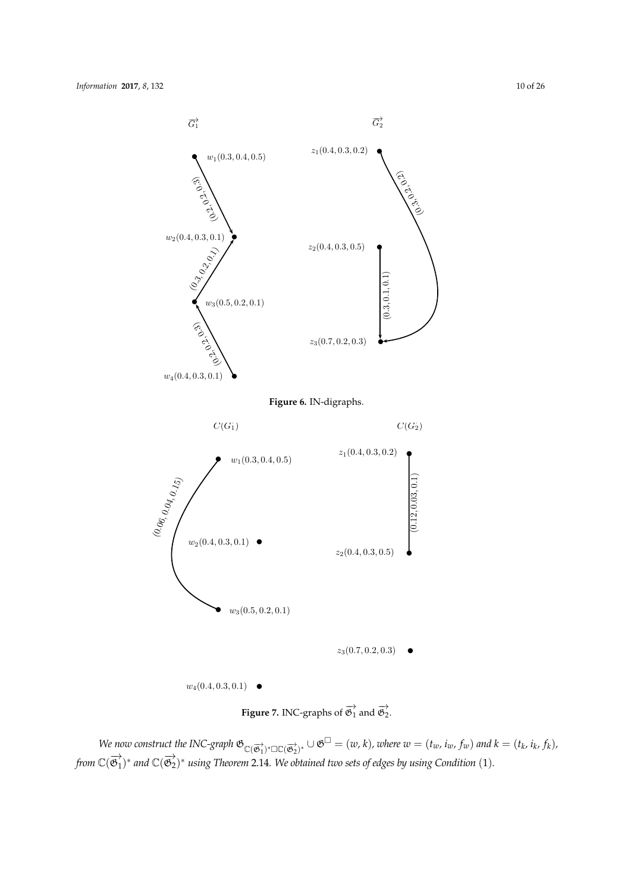**Figure 6.** IN-digraphs.

**Figure 7.** INC-graphs of $\overrightarrow{\mathfrak{G}_1}$ and $\overrightarrow{\mathfrak{G}_2}$.

*We now construct the INC-graph* $\mathfrak{G}_{\mathbb{C}(\overrightarrow{\mathfrak{G}_1})^* \square \mathbb{C}(\overrightarrow{\mathfrak{G}_2})^*} \cup \mathfrak{G}^{\square} = (w, k)$*, where* $w = (t_w, i_w, f_w)$ *and* $k = (t_k, i_k, f_k)$*, from* $\mathbb{C}(\overrightarrow{\mathfrak{G}_1})^*$ *and* $\mathbb{C}(\overrightarrow{\mathfrak{G}_2})^*$ *using Theorem 2.14. We obtained two sets of edges by using Condition (1).*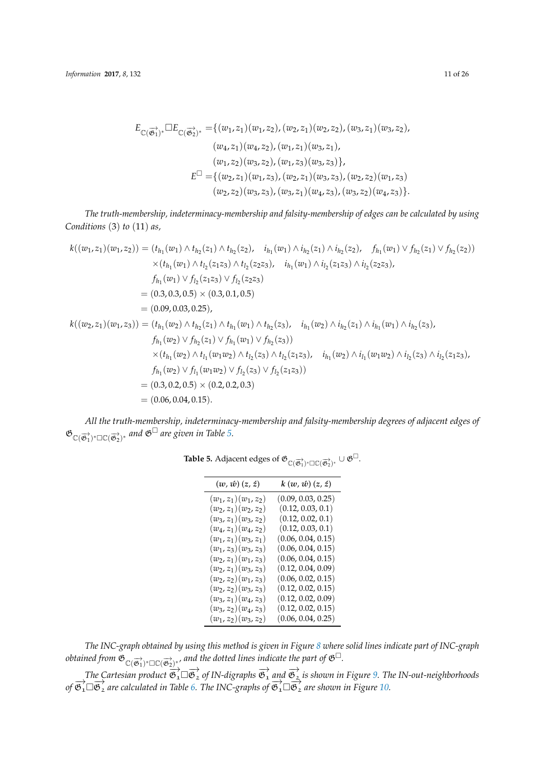$$
\begin{aligned}
E_{\mathbb{C}(\overrightarrow{\mathfrak{G}_1})^*} \Box E_{\mathbb{C}(\overrightarrow{\mathfrak{G}_2})^*} =& \{(w_1,z_1)(w_1,z_2),(w_2,z_1)(w_2,z_2),(w_3,z_1)(w_3,z_2),\\
&(w_4,z_1)(w_4,z_2),(w_1,z_1)(w_3,z_1),\\
&(w_1,z_2)(w_3,z_2),(w_1,z_3)(w_3,z_3)\},\\
E^{\Box} =& \{(w_2,z_1)(w_1,z_3),(w_2,z_1)(w_3,z_3),(w_2,z_2)(w_1,z_3)\\
&(w_2,z_2)(w_3,z_3),(w_3,z_1)(w_4,z_3),(w_3,z_2)(w_4,z_3)\}.
\end{aligned}
$$

*The truth-membership, indeterminacy-membership and falsity-membership of edges can be calculated by using Conditions (3) to (11) as,*

$$
\begin{aligned}
k((w_1,z_1)(w_1,z_2)) =& (t_{h_1}(w_1) \wedge t_{h_2}(z_1) \wedge t_{h_2}(z_2), \quad i_{h_1}(w_1) \wedge i_{h_2}(z_1) \wedge i_{h_2}(z_2), \quad f_{h_1}(w_1) \vee f_{h_2}(z_1) \vee f_{h_2}(z_2))\\
&\times (t_{h_1}(w_1) \wedge t_{l_2}(z_1z_3) \wedge t_{l_2}(z_2z_3), \quad i_{h_1}(w_1) \wedge i_{l_2}(z_1z_3) \wedge i_{l_2}(z_2z_3),\\
&f_{h_1}(w_1) \vee f_{l_2}(z_1z_3) \vee f_{l_2}(z_2z_3)\\
=& (0.3, 0.3, 0.5) \times (0.3, 0.1, 0.5)\\
=& (0.09, 0.03, 0.25),\\
k((w_2,z_1)(w_1,z_3)) =& (t_{h_1}(w_2) \wedge t_{h_2}(z_1) \wedge t_{h_1}(w_1) \wedge t_{h_2}(z_3), \quad i_{h_1}(w_2) \wedge i_{h_2}(z_1) \wedge i_{h_1}(w_1) \wedge i_{h_2}(z_3),\\
&f_{h_1}(w_2) \vee f_{h_2}(z_1) \vee f_{h_1}(w_1) \vee f_{h_2}(z_3))\\
&\times (t_{h_1}(w_2) \wedge t_{l_1}(w_1w_2) \wedge t_{l_2}(z_3) \wedge t_{l_2}(z_1z_3), \quad i_{h_1}(w_2) \wedge i_{l_1}(w_1w_2) \wedge i_{l_2}(z_3) \wedge i_{l_2}(z_1z_3),\\
&f_{h_1}(w_2) \vee f_{l_1}(w_1w_2) \vee f_{l_2}(z_3) \vee f_{l_2}(z_1z_3))\\
=& (0.3, 0.2, 0.5) \times (0.2, 0.2, 0.3)\\
=& (0.06, 0.04, 0.15).
\end{aligned}
$$

*All the truth-membership, indeterminacy-membership and falsity-membership degrees of adjacent edges of $\mathfrak{G}_{\mathbb{C}(\overrightarrow{\mathfrak{G}_1})^* \Box \mathbb{C}(\overrightarrow{\mathfrak{G}_2})^*}$ and $\mathfrak{G}^{\Box}$ are given in Table 5.*

**Table 5.** Adjacent edges of $\mathfrak{G}_{\mathbb{C}(\overrightarrow{\mathfrak{G}_1})^* \Box \mathbb{C}(\overrightarrow{\mathfrak{G}_2})^*} \cup \mathfrak{G}^{\Box}$.

| $(w, \acute{w})\,(z, \acute{z})$ | $k\,(w, \acute{w})\,(z, \acute{z})$ |
|---|---|
| $(w_1, z_1)(w_1, z_2)$ | (0.09, 0.03, 0.25) |
| $(w_2, z_1)(w_2, z_2)$ | (0.12, 0.03, 0.1) |
| $(w_3, z_1)(w_3, z_2)$ | (0.12, 0.02, 0.1) |
| $(w_4, z_1)(w_4, z_2)$ | (0.12, 0.03, 0.1) |
| $(w_1, z_1)(w_3, z_1)$ | (0.06, 0.04, 0.15) |
| $(w_1, z_3)(w_3, z_3)$ | (0.06, 0.04, 0.15) |
| $(w_2, z_1)(w_1, z_3)$ | (0.06, 0.04, 0.15) |
| $(w_2, z_1)(w_3, z_3)$ | (0.12, 0.04, 0.09) |
| $(w_2, z_2)(w_1, z_3)$ | (0.06, 0.02, 0.15) |
| $(w_2, z_2)(w_3, z_3)$ | (0.12, 0.02, 0.15) |
| $(w_3, z_1)(w_4, z_3)$ | (0.12, 0.02, 0.09) |
| $(w_3, z_2)(w_4, z_3)$ | (0.12, 0.02, 0.15) |
| $(w_1, z_2)(w_3, z_2)$ | (0.06, 0.04, 0.25) |

*The INC-graph obtained by using this method is given in Figure 8 where solid lines indicate part of INC-graph obtained from $\mathfrak{G}_{\mathbb{C}(\overrightarrow{\mathfrak{G}_1})^* \Box \mathbb{C}(\overrightarrow{\mathfrak{G}_2})^*}$, and the dotted lines indicate the part of $\mathfrak{G}^{\Box}$.*

*The Cartesian product $\overrightarrow{\mathfrak{G}_1} \Box \overrightarrow{\mathfrak{G}_2}$ of IN-digraphs $\overrightarrow{\mathfrak{G}_1}$ and $\overrightarrow{\mathfrak{G}_2}$ is shown in Figure 9. The IN-out-neighborhoods of $\overrightarrow{\mathfrak{G}_1} \Box \overrightarrow{\mathfrak{G}_2}$ are calculated in Table 6. The INC-graphs of $\overrightarrow{\mathfrak{G}_1} \Box \overrightarrow{\mathfrak{G}_2}$ are shown in Figure 10.*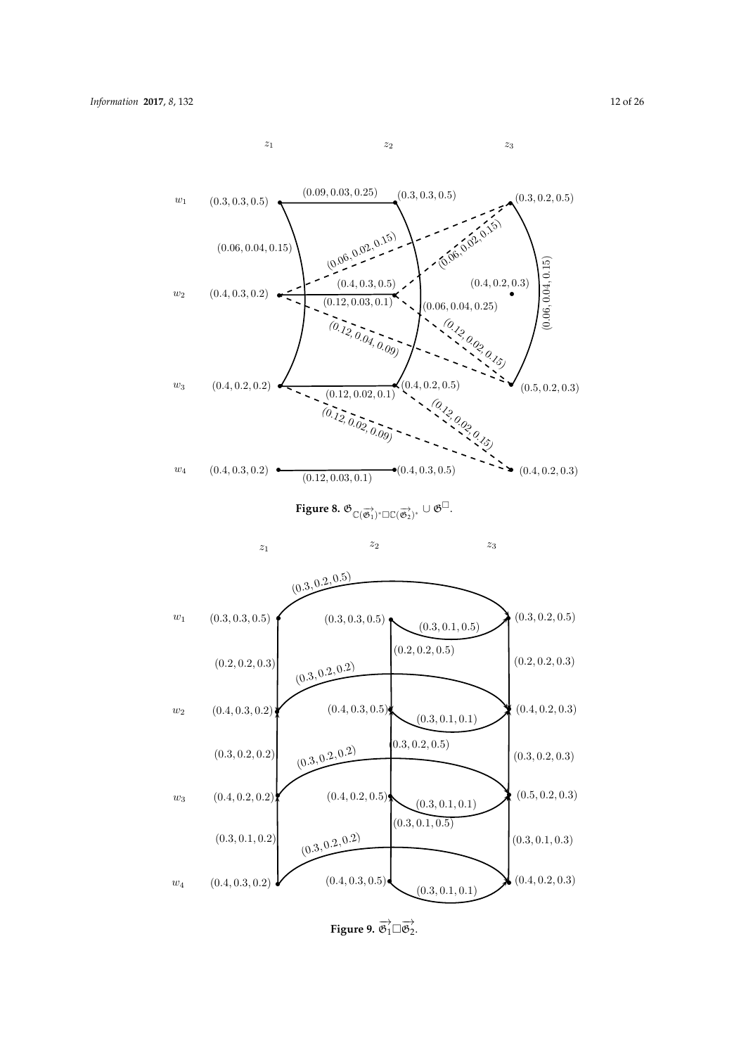**Figure 8.** $\mathfrak{G}_{\mathbb{C}(\overrightarrow{\mathfrak{G}_1})^* \Box \mathbb{C}(\overrightarrow{\mathfrak{G}_2})^*} \cup \mathfrak{G}^{\Box}$.

**Figure 9.** $\overrightarrow{\mathfrak{G}_1} \Box \overrightarrow{\mathfrak{G}_2}$.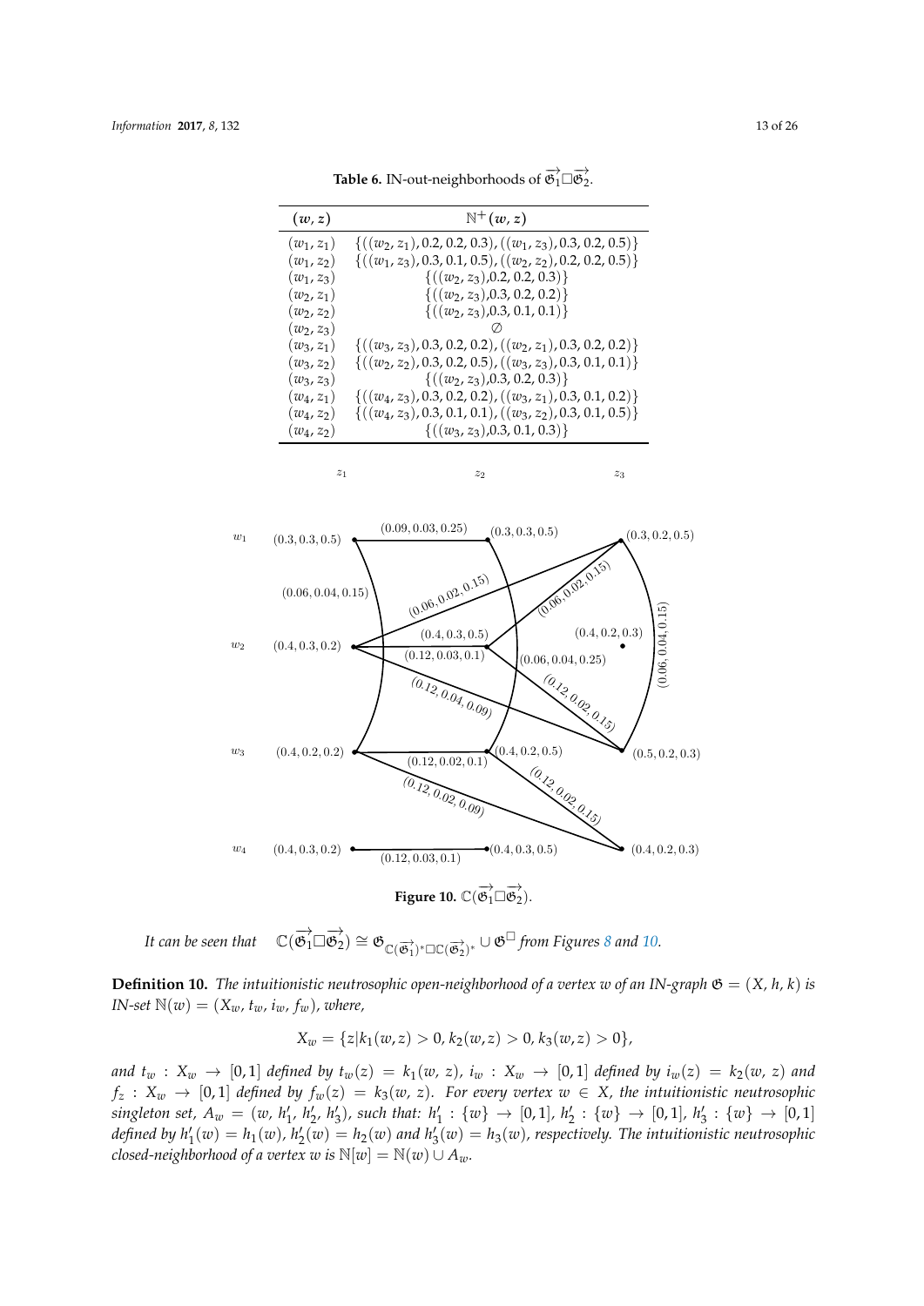**Table 6.** IN-out-neighborhoods of $\overrightarrow{\mathfrak{G}_1} \square \overrightarrow{\mathfrak{G}_2}$.

| $(w, z)$ | $\mathbb{N}^+(w, z)$ |
|---|---|
| $(w_1, z_1)$ | $\{((w_2, z_1), 0.2, 0.2, 0.3), ((w_1, z_3), 0.3, 0.2, 0.5)\}$ |
| $(w_1, z_2)$ | $\{((w_1, z_3), 0.3, 0.1, 0.5), ((w_2, z_2), 0.2, 0.2, 0.5)\}$ |
| $(w_1, z_3)$ | $\{((w_2, z_3), 0.2, 0.2, 0.3)\}$ |
| $(w_2, z_1)$ | $\{((w_2, z_3), 0.3, 0.2, 0.2)\}$ |
| $(w_2, z_2)$ | $\{((w_2, z_3), 0.3, 0.1, 0.1)\}$ |
| $(w_2, z_3)$ | $\emptyset$ |
| $(w_3, z_1)$ | $\{((w_3, z_3), 0.3, 0.2, 0.2), ((w_2, z_1), 0.3, 0.2, 0.2)\}$ |
| $(w_3, z_2)$ | $\{((w_2, z_2), 0.3, 0.2, 0.5), ((w_3, z_3), 0.3, 0.1, 0.1)\}$ |
| $(w_3, z_3)$ | $\{((w_2, z_3), 0.3, 0.2, 0.3)\}$ |
| $(w_4, z_1)$ | $\{((w_4, z_3), 0.3, 0.2, 0.2), ((w_3, z_1), 0.3, 0.1, 0.2)\}$ |
| $(w_4, z_2)$ | $\{((w_4, z_3), 0.3, 0.1, 0.1), ((w_3, z_2), 0.3, 0.1, 0.5)\}$ |
| $(w_4, z_2)$ | $\{((w_3, z_3), 0.3, 0.1, 0.3)\}$ |

**Figure 10.** $\mathbb{C}(\overrightarrow{\mathfrak{G}_1} \square \overrightarrow{\mathfrak{G}_2})$.

*It can be seen that* $\mathbb{C}(\overrightarrow{\mathfrak{G}_1} \square \overrightarrow{\mathfrak{G}_2}) \cong \mathfrak{G}_{\mathbb{C}(\overrightarrow{\mathfrak{G}_1})^* \square \mathbb{C}(\overrightarrow{\mathfrak{G}_2})^*} \cup \mathfrak{G}^{\square}$ *from Figures 8 and 10.*

**Definition 10.** *The intuitionistic neutrosophic open-neighborhood of a vertex $w$ of an IN-graph $\mathfrak{G} = (X, h, k)$ is IN-set $\mathbb{N}(w) = (X_w, t_w, i_w, f_w)$, where,*

$$X_w = \{z | k_1(w, z) > 0, k_2(w, z) > 0, k_3(w, z) > 0\},$$

*and $t_w : X_w \to [0, 1]$ defined by $t_w(z) = k_1(w, z)$, $i_w : X_w \to [0, 1]$ defined by $i_w(z) = k_2(w, z)$ and $f_z : X_w \to [0, 1]$ defined by $f_w(z) = k_3(w, z)$. For every vertex $w \in X$, the intuitionistic neutrosophic singleton set, $A_w = (w, h'_1, h'_2, h'_3)$, such that: $h'_1 : \{w\} \to [0, 1]$, $h'_2 : \{w\} \to [0, 1]$, $h'_3 : \{w\} \to [0, 1]$ defined by $h'_1(w) = h_1(w)$, $h'_2(w) = h_2(w)$ and $h'_3(w) = h_3(w)$, respectively. The intuitionistic neutrosophic closed-neighborhood of a vertex $w$ is $\mathbb{N}[w] = \mathbb{N}(w) \cup A_w$.*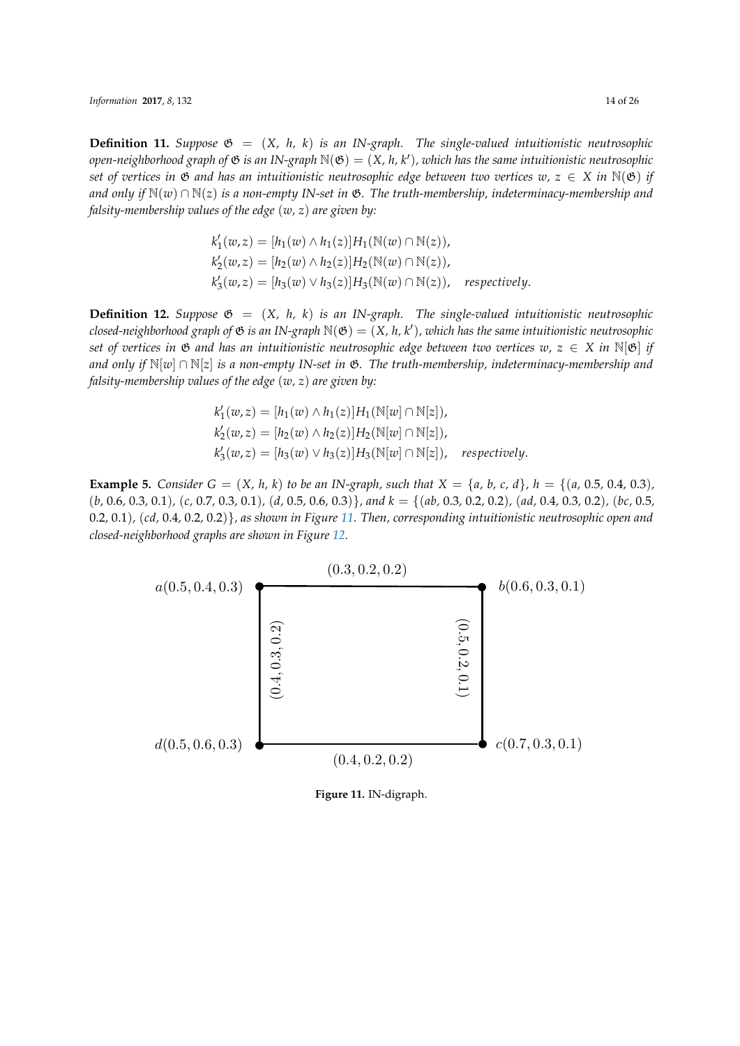**Definition 11.** *Suppose $\mathfrak{G} = (X, h, k)$ is an IN-graph. The single-valued intuitionistic neutrosophic open-neighborhood graph of $\mathfrak{G}$ is an IN-graph $\mathbb{N}(\mathfrak{G}) = (X, h, k')$, which has the same intuitionistic neutrosophic set of vertices in $\mathfrak{G}$ and has an intuitionistic neutrosophic edge between two vertices $w, z \in X$ in $\mathbb{N}(\mathfrak{G})$ if and only if $\mathbb{N}(w) \cap \mathbb{N}(z)$ is a non-empty IN-set in $\mathfrak{G}$. The truth-membership, indeterminacy-membership and falsity-membership values of the edge $(w, z)$ are given by:*

$$k_1'(w,z) = [h_1(w) \wedge h_1(z)]H_1(\mathbb{N}(w) \cap \mathbb{N}(z)),$$
$$k_2'(w,z) = [h_2(w) \wedge h_2(z)]H_2(\mathbb{N}(w) \cap \mathbb{N}(z)),$$
$$k_3'(w,z) = [h_3(w) \vee h_3(z)]H_3(\mathbb{N}(w) \cap \mathbb{N}(z)), \quad \textit{respectively}.$$

**Definition 12.** *Suppose $\mathfrak{G} = (X, h, k)$ is an IN-graph. The single-valued intuitionistic neutrosophic closed-neighborhood graph of $\mathfrak{G}$ is an IN-graph $\mathbb{N}(\mathfrak{G}) = (X, h, k')$, which has the same intuitionistic neutrosophic set of vertices in $\mathfrak{G}$ and has an intuitionistic neutrosophic edge between two vertices $w, z \in X$ in $\mathbb{N}[\mathfrak{G}]$ if and only if $\mathbb{N}[w] \cap \mathbb{N}[z]$ is a non-empty IN-set in $\mathfrak{G}$. The truth-membership, indeterminacy-membership and falsity-membership values of the edge $(w, z)$ are given by:*

$$k_1'(w,z) = [h_1(w) \wedge h_1(z)]H_1(\mathbb{N}[w] \cap \mathbb{N}[z]),$$
$$k_2'(w,z) = [h_2(w) \wedge h_2(z)]H_2(\mathbb{N}[w] \cap \mathbb{N}[z]),$$
$$k_3'(w,z) = [h_3(w) \vee h_3(z)]H_3(\mathbb{N}[w] \cap \mathbb{N}[z]), \quad \textit{respectively}.$$

**Example 5.** *Consider $G = (X, h, k)$ to be an IN-graph, such that $X = \{a, b, c, d\}$, $h = \{(a, 0.5, 0.4, 0.3), (b, 0.6, 0.3, 0.1), (c, 0.7, 0.3, 0.1), (d, 0.5, 0.6, 0.3)\}$, and $k = \{(ab, 0.3, 0.2, 0.2), (ad, 0.4, 0.3, 0.2), (bc, 0.5, 0.2, 0.1), (cd, 0.4, 0.2, 0.2)\}$, as shown in Figure 11. Then, corresponding intuitionistic neutrosophic open and closed-neighborhood graphs are shown in Figure 12.*

**Figure 11.** IN-digraph.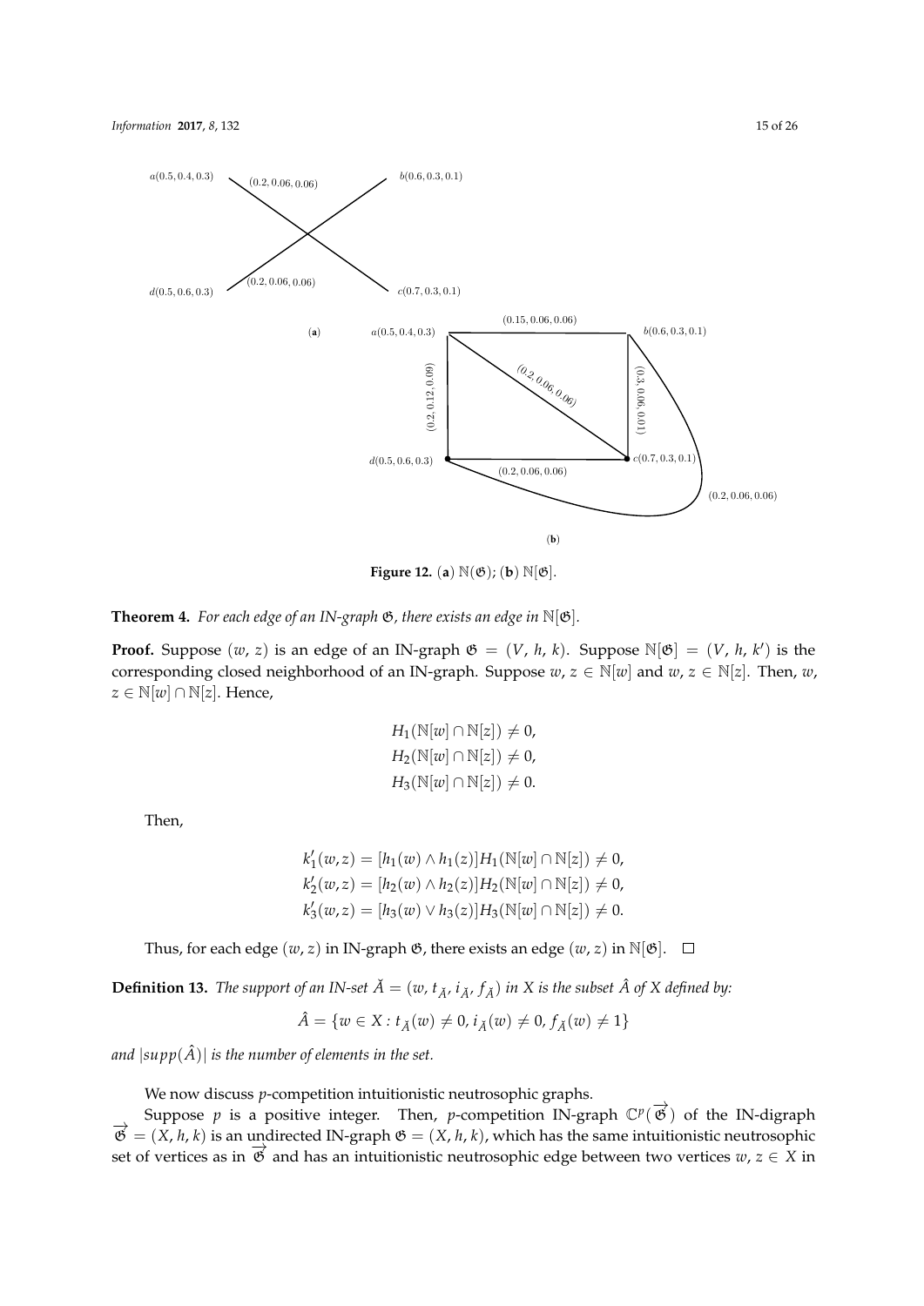Figure 12. (a) $\mathbb{N}(\mathfrak{G})$; (b) $\mathbb{N}[\mathfrak{G}]$.

**Theorem 4.** *For each edge of an IN-graph $\mathfrak{G}$, there exists an edge in $\mathbb{N}[\mathfrak{G}]$.*

**Proof.** Suppose $(w, z)$ is an edge of an IN-graph $\mathfrak{G} = (V, h, k)$. Suppose $\mathbb{N}[\mathfrak{G}] = (V, h, k')$ is the corresponding closed neighborhood of an IN-graph. Suppose $w, z \in \mathbb{N}[w]$ and $w, z \in \mathbb{N}[z]$. Then, $w, z \in \mathbb{N}[w] \cap \mathbb{N}[z]$. Hence,

$$H_1(\mathbb{N}[w] \cap \mathbb{N}[z]) \neq 0,$$
$$H_2(\mathbb{N}[w] \cap \mathbb{N}[z]) \neq 0,$$
$$H_3(\mathbb{N}[w] \cap \mathbb{N}[z]) \neq 0.$$

Then,

$$k_1'(w,z) = [h_1(w) \wedge h_1(z)]H_1(\mathbb{N}[w] \cap \mathbb{N}[z]) \neq 0,$$
$$k_2'(w,z) = [h_2(w) \wedge h_2(z)]H_2(\mathbb{N}[w] \cap \mathbb{N}[z]) \neq 0,$$
$$k_3'(w,z) = [h_3(w) \vee h_3(z)]H_3(\mathbb{N}[w] \cap \mathbb{N}[z]) \neq 0.$$

Thus, for each edge $(w, z)$ in IN-graph $\mathfrak{G}$, there exists an edge $(w, z)$ in $\mathbb{N}[\mathfrak{G}]$. $\square$

**Definition 13.** *The support of an IN-set $\check{A} = (w, t_{\check{A}}, i_{\check{A}}, f_{\check{A}})$ in $X$ is the subset $\hat{A}$ of $X$ defined by:*

$$\hat{A} = \{w \in X : t_{\check{A}}(w) \neq 0, i_{\check{A}}(w) \neq 0, f_{\check{A}}(w) \neq 1\}$$

*and $|supp(\hat{A})|$ is the number of elements in the set.*

We now discuss $p$-competition intuitionistic neutrosophic graphs.

Suppose $p$ is a positive integer. Then, $p$-competition IN-graph $\mathbb{C}^p(\overrightarrow{\mathfrak{G}})$ of the IN-digraph $\overrightarrow{\mathfrak{G}} = (X, h, k)$ is an undirected IN-graph $\mathfrak{G} = (X, h, k)$, which has the same intuitionistic neutrosophic set of vertices as in $\overrightarrow{\mathfrak{G}}$ and has an intuitionistic neutrosophic edge between two vertices $w, z \in X$ in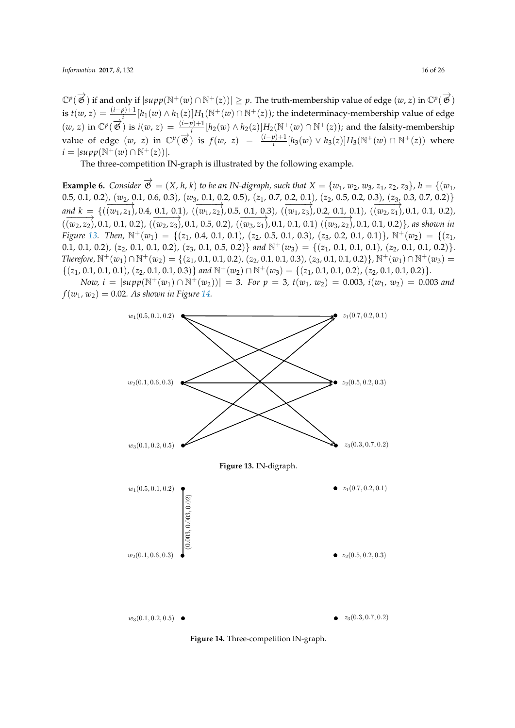$\mathbb{C}^p(\overrightarrow{\mathfrak{G}})$ if and only if $|supp(\mathbb{N}^+(w) \cap \mathbb{N}^+(z))| \geq p$. The truth-membership value of edge $(w, z)$ in $\mathbb{C}^p(\overrightarrow{\mathfrak{G}})$ is $t(w, z) = \frac{(i-p)+1}{i}[h_1(w) \wedge h_1(z)]H_1(\mathbb{N}^+(w) \cap \mathbb{N}^+(z))$; the indeterminacy-membership value of edge $(w, z)$ in $\mathbb{C}^p(\overrightarrow{\mathfrak{G}})$ is $i(w, z) = \frac{(i-p)+1}{i}[h_2(w) \wedge h_2(z)]H_2(\mathbb{N}^+(w) \cap \mathbb{N}^+(z))$; and the falsity-membership value of edge $(w, z)$ in $\mathbb{C}^p(\overrightarrow{\mathfrak{G}})$ is $f(w, z) = \frac{(i-p)+1}{i}[h_3(w) \vee h_3(z)]H_3(\mathbb{N}^+(w) \cap \mathbb{N}^+(z))$ where $i = |supp(\mathbb{N}^+(w) \cap \mathbb{N}^+(z))|$.

The three-competition IN-graph is illustrated by the following example.

**Example 6.** *Consider $\overrightarrow{\mathfrak{G}} = (X, h, k)$ to be an IN-digraph, such that $X = \{w_1, w_2, w_3, z_1, z_2, z_3\}$, $h = \{(w_1, 0.5, 0.1, 0.2), (w_2, 0.1, 0.6, 0.3), (w_3, 0.1, 0.2, 0.5), (z_1, 0.7, 0.2, 0.1), (z_2, 0.5, 0.2, 0.3), (z_3, 0.3, 0.7, 0.2)\}$ and $k = \{(\overrightarrow{(w_1, z_1)}, 0.4, 0.1, 0.1), (\overrightarrow{(w_1, z_2)}, 0.5, 0.1, 0.3), (\overrightarrow{(w_1, z_3)}, 0.2, 0.1, 0.1), (\overrightarrow{(w_2, z_1)}, 0.1, 0.1, 0.2), (\overrightarrow{(w_2, z_2)}, 0.1, 0.1, 0.2), (\overrightarrow{(w_2, z_3)}, 0.1, 0.5, 0.2), (\overrightarrow{(w_3, z_1)}, 0.1, 0.1, 0.1)\ (\overrightarrow{(w_3, z_2)}, 0.1, 0.1, 0.2)\}$, as shown in Figure 13. Then, $\mathbb{N}^+(w_1) = \{(z_1, 0.4, 0.1, 0.1), (z_2, 0.5, 0.1, 0.3), (z_3, 0.2, 0.1, 0.1)\}$, $\mathbb{N}^+(w_2) = \{(z_1, 0.1, 0.1, 0.2), (z_2, 0.1, 0.1, 0.2), (z_3, 0.1, 0.5, 0.2)\}$ and $\mathbb{N}^+(w_3) = \{(z_1, 0.1, 0.1, 0.1), (z_2, 0.1, 0.1, 0.2)\}$. Therefore, $\mathbb{N}^+(w_1) \cap \mathbb{N}^+(w_2) = \{(z_1, 0.1, 0.1, 0.2), (z_2, 0.1, 0.1, 0.3), (z_3, 0.1, 0.1, 0.2)\}$, $\mathbb{N}^+(w_1) \cap \mathbb{N}^+(w_3) = \{(z_1, 0.1, 0.1, 0.1), (z_2, 0.1, 0.1, 0.3)\}$ and $\mathbb{N}^+(w_2) \cap \mathbb{N}^+(w_3) = \{(z_1, 0.1, 0.1, 0.2), (z_2, 0.1, 0.1, 0.2)\}$.*

*Now, $i = |supp(\mathbb{N}^+(w_1) \cap \mathbb{N}^+(w_2))| = 3$. For $p = 3$, $t(w_1, w_2) = 0.003$, $i(w_1, w_2) = 0.003$ and $f(w_1, w_2) = 0.02$. As shown in Figure 14.*

**Figure 13.** IN-digraph.

**Figure 14.** Three-competition IN-graph.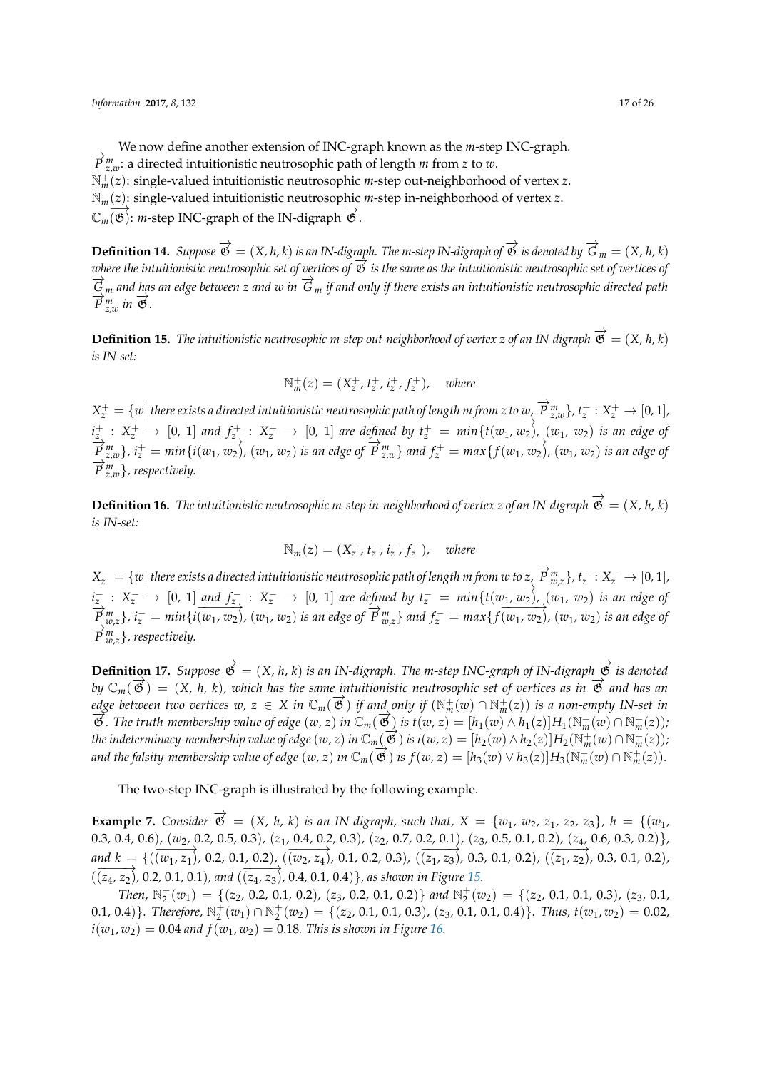We now define another extension of INC-graph known as the *m*-step INC-graph.

$\overrightarrow{P}^{m}_{z,w}$: a directed intuitionistic neutrosophic path of length *m* from *z* to *w*.

$\mathbb{N}^{+}_{m}(z)$: single-valued intuitionistic neutrosophic *m*-step out-neighborhood of vertex *z*.

$\mathbb{N}^{-}_{m}(z)$: single-valued intuitionistic neutrosophic *m*-step in-neighborhood of vertex *z*.

$\mathbb{C}_m(\overrightarrow{\mathfrak{G}})$: *m*-step INC-graph of the IN-digraph $\overrightarrow{\mathfrak{G}}$.

**Definition 14.** *Suppose $\overrightarrow{\mathfrak{G}} = (X, h, k)$ is an IN-digraph. The m-step IN-digraph of $\overrightarrow{\mathfrak{G}}$ is denoted by $\overrightarrow{G}_m = (X, h, k)$ where the intuitionistic neutrosophic set of vertices of $\overrightarrow{\mathfrak{G}}$ is the same as the intuitionistic neutrosophic set of vertices of $\overrightarrow{G}_m$ and has an edge between z and w in $\overrightarrow{G}_m$ if and only if there exists an intuitionistic neutrosophic directed path $\overrightarrow{P}^{m}_{z,w}$ in $\overrightarrow{\mathfrak{G}}$.*

**Definition 15.** *The intuitionistic neutrosophic m-step out-neighborhood of vertex z of an IN-digraph $\overrightarrow{\mathfrak{G}} = (X, h, k)$ is IN-set:*

$$\mathbb{N}^{+}_{m}(z) = (X^{+}_{z}, t^{+}_{z}, i^{+}_{z}, f^{+}_{z}), \quad where$$

*$X^{+}_{z} = \{w|$ there exists a directed intuitionistic neutrosophic path of length m from z to w, $\overrightarrow{P}^{m}_{z,w}\}$, $t^{+}_{z} : X^{+}_{z} \to [0, 1]$, $i^{+}_{z} : X^{+}_{z} \to [0, 1]$ and $f^{+}_{z} : X^{+}_{z} \to [0, 1]$ are defined by $t^{+}_{z} = min\{t(\overrightarrow{w_1, w_2}), (w_1, w_2)$ is an edge of $\overrightarrow{P}^{m}_{z,w}\}$, $i^{+}_{z} = min\{i(\overrightarrow{w_1, w_2}), (w_1, w_2)$ is an edge of $\overrightarrow{P}^{m}_{z,w}\}$ and $f^{+}_{z} = max\{f(\overrightarrow{w_1, w_2}), (w_1, w_2)$ is an edge of $\overrightarrow{P}^{m}_{z,w}\}$, respectively.*

**Definition 16.** *The intuitionistic neutrosophic m-step in-neighborhood of vertex z of an IN-digraph $\overrightarrow{\mathfrak{G}} = (X, h, k)$ is IN-set:*

$$\mathbb{N}^{-}_{m}(z) = (X^{-}_{z}, t^{-}_{z}, i^{-}_{z}, f^{-}_{z}), \quad where$$

*$X^{-}_{z} = \{w|$ there exists a directed intuitionistic neutrosophic path of length m from w to z, $\overrightarrow{P}^{m}_{w,z}\}$, $t^{-}_{z} : X^{-}_{z} \to [0, 1]$, $i^{-}_{z} : X^{-}_{z} \to [0, 1]$ and $f^{-}_{z} : X^{-}_{z} \to [0, 1]$ are defined by $t^{-}_{z} = min\{t(\overrightarrow{w_1, w_2}), (w_1, w_2)$ is an edge of $\overrightarrow{P}^{m}_{w,z}\}$, $i^{-}_{z} = min\{i(\overrightarrow{w_1, w_2}), (w_1, w_2)$ is an edge of $\overrightarrow{P}^{m}_{w,z}\}$ and $f^{-}_{z} = max\{f(\overrightarrow{w_1, w_2}), (w_1, w_2)$ is an edge of $\overrightarrow{P}^{m}_{w,z}\}$, respectively.*

**Definition 17.** *Suppose $\overrightarrow{\mathfrak{G}} = (X, h, k)$ is an IN-digraph. The m-step INC-graph of IN-digraph $\overrightarrow{\mathfrak{G}}$ is denoted by $\mathbb{C}_m(\overrightarrow{\mathfrak{G}}) = (X, h, k)$, which has the same intuitionistic neutrosophic set of vertices as in $\overrightarrow{\mathfrak{G}}$ and has an edge between two vertices $w, z \in X$ in $\mathbb{C}_m(\overrightarrow{\mathfrak{G}})$ if and only if $(\mathbb{N}^{+}_{m}(w) \cap \mathbb{N}^{+}_{m}(z))$ is a non-empty IN-set in $\overrightarrow{\mathfrak{G}}$. The truth-membership value of edge $(w, z)$ in $\mathbb{C}_m(\overrightarrow{\mathfrak{G}})$ is $t(w, z) = [h_1(w) \wedge h_1(z)]H_1(\mathbb{N}^{+}_{m}(w) \cap \mathbb{N}^{+}_{m}(z))$; the indeterminacy-membership value of edge $(w, z)$ in $\mathbb{C}_m(\overrightarrow{\mathfrak{G}})$ is $i(w, z) = [h_2(w) \wedge h_2(z)]H_2(\mathbb{N}^{+}_{m}(w) \cap \mathbb{N}^{+}_{m}(z))$; and the falsity-membership value of edge $(w, z)$ in $\mathbb{C}_m(\overrightarrow{\mathfrak{G}})$ is $f(w, z) = [h_3(w) \vee h_3(z)]H_3(\mathbb{N}^{+}_{m}(w) \cap \mathbb{N}^{+}_{m}(z))$.*

The two-step INC-graph is illustrated by the following example.

**Example 7.** *Consider $\overrightarrow{\mathfrak{G}} = (X, h, k)$ is an IN-digraph, such that, $X = \{w_1, w_2, z_1, z_2, z_3\}$, $h = \{(w_1, 0.3, 0.4, 0.6), (w_2, 0.2, 0.5, 0.3), (z_1, 0.4, 0.2, 0.3), (z_2, 0.7, 0.2, 0.1), (z_3, 0.5, 0.1, 0.2), (z_4, 0.6, 0.3, 0.2)\}$, and $k = \{(\overrightarrow{(w_1, z_1)}, 0.2, 0.1, 0.2), (\overrightarrow{(w_2, z_4)}, 0.1, 0.2, 0.3), (\overrightarrow{(z_1, z_3)}, 0.3, 0.1, 0.2), (\overrightarrow{(z_1, z_2)}, 0.3, 0.1, 0.2), (\overrightarrow{(z_4, z_2)}, 0.2, 0.1, 0.1)$, and $(\overrightarrow{(z_4, z_3)}, 0.4, 0.1, 0.4)\}$, as shown in Figure 15.*

*Then, $\mathbb{N}^{+}_{2}(w_1) = \{(z_2, 0.2, 0.1, 0.2), (z_3, 0.2, 0.1, 0.2)\}$ and $\mathbb{N}^{+}_{2}(w_2) = \{(z_2, 0.1, 0.1, 0.3), (z_3, 0.1, 0.1, 0.4)\}$. Therefore, $\mathbb{N}^{+}_{2}(w_1) \cap \mathbb{N}^{+}_{2}(w_2) = \{(z_2, 0.1, 0.1, 0.3), (z_3, 0.1, 0.1, 0.4)\}$. Thus, $t(w_1, w_2) = 0.02$, $i(w_1, w_2) = 0.04$ and $f(w_1, w_2) = 0.18$. This is shown in Figure 16.*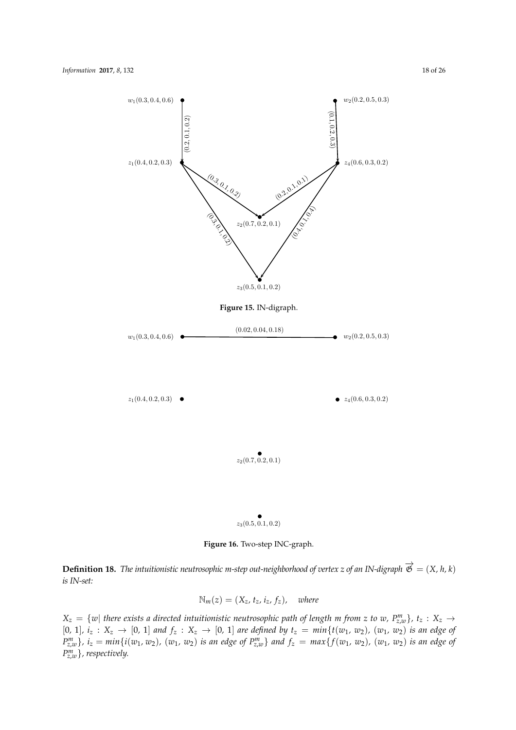**Figure 15.** IN-digraph.

**Figure 16.** Two-step INC-graph.

**Definition 18.** *The intuitionistic neutrosophic m-step out-neighborhood of vertex z of an IN-digraph* $\overrightarrow{\mathfrak{G}} = (X, h, k)$ *is IN-set:*

$$\mathbb{N}_m(z) = (X_z, t_z, i_z, f_z), \quad \textit{where}$$

$X_z = \{w|$ *there exists a directed intuitionistic neutrosophic path of length m from z to w,* $P^m_{z,w}\}$*,* $t_z : X_z \rightarrow [0, 1]$*,* $i_z : X_z \rightarrow [0, 1]$ *and* $f_z : X_z \rightarrow [0, 1]$ *are defined by* $t_z = min\{t(w_1, w_2), (w_1, w_2)$ *is an edge of* $P^m_{z,w}\}$*,* $i_z = min\{i(w_1, w_2), (w_1, w_2)$ *is an edge of* $P^m_{z,w}\}$ *and* $f_z = max\{f(w_1, w_2), (w_1, w_2)$ *is an edge of* $P^m_{z,w}\}$*, respectively.*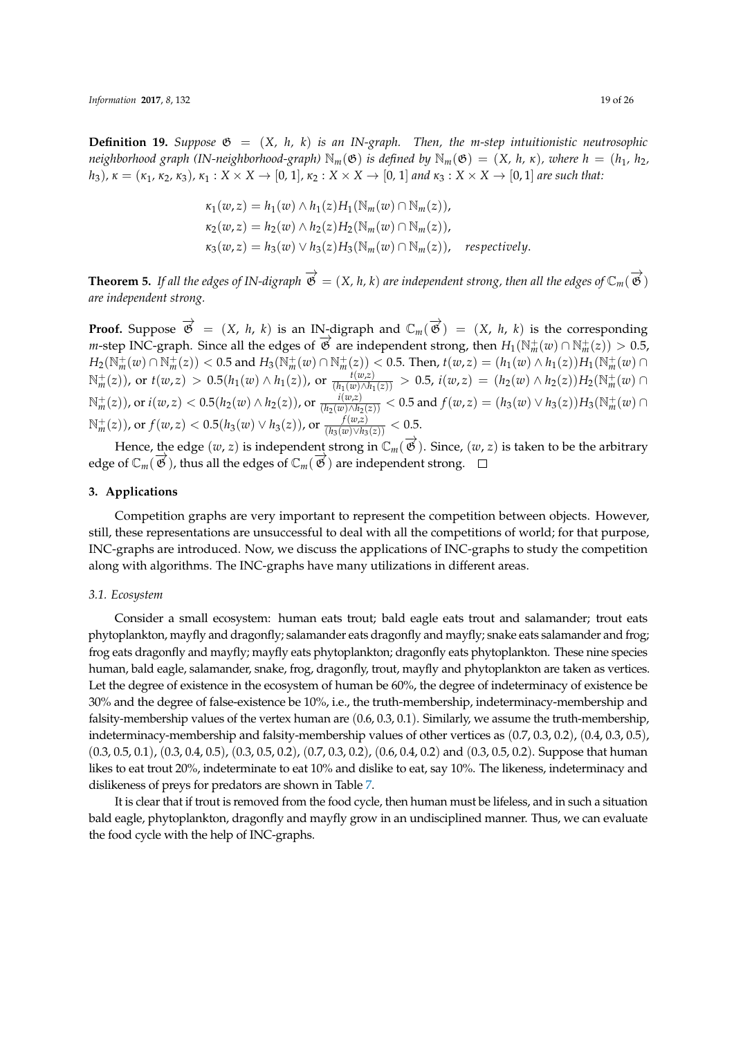**Definition 19.** *Suppose* $\mathfrak{G} = (X, h, k)$ *is an IN-graph. Then, the m-step intuitionistic neutrosophic neighborhood graph (IN-neighborhood-graph)* $\mathbb{N}_m(\mathfrak{G})$ *is defined by* $\mathbb{N}_m(\mathfrak{G}) = (X, h, \kappa)$*, where* $h = (h_1, h_2, h_3)$*,* $\kappa = (\kappa_1, \kappa_2, \kappa_3)$*,* $\kappa_1 : X \times X \to [0,1]$*,* $\kappa_2 : X \times X \to [0,1]$ *and* $\kappa_3 : X \times X \to [0,1]$ *are such that:*

$$
\begin{aligned}
\kappa_1(w,z) &= h_1(w) \wedge h_1(z) H_1(\mathbb{N}_m(w) \cap \mathbb{N}_m(z)),\\
\kappa_2(w,z) &= h_2(w) \wedge h_2(z) H_2(\mathbb{N}_m(w) \cap \mathbb{N}_m(z)),\\
\kappa_3(w,z) &= h_3(w) \vee h_3(z) H_3(\mathbb{N}_m(w) \cap \mathbb{N}_m(z)), \quad \textit{respectively}.
\end{aligned}
$$

**Theorem 5.** *If all the edges of IN-digraph* $\overrightarrow{\mathfrak{G}} = (X, h, k)$ *are independent strong, then all the edges of* $\mathbb{C}_m(\overrightarrow{\mathfrak{G}})$ *are independent strong.*

**Proof.** Suppose $\overrightarrow{\mathfrak{G}} = (X, h, k)$ is an IN-digraph and $\mathbb{C}_m(\overrightarrow{\mathfrak{G}}) = (X, h, k)$ is the corresponding $m$-step INC-graph. Since all the edges of $\overrightarrow{\mathfrak{G}}$ are independent strong, then $H_1(\mathbb{N}_m^+(w) \cap \mathbb{N}_m^+(z)) > 0.5$, $H_2(\mathbb{N}_m^+(w) \cap \mathbb{N}_m^+(z)) < 0.5$ and $H_3(\mathbb{N}_m^+(w) \cap \mathbb{N}_m^+(z)) < 0.5$. Then, $t(w,z) = (h_1(w) \wedge h_1(z)) H_1(\mathbb{N}_m^+(w) \cap \mathbb{N}_m^+(z))$, or $t(w,z) > 0.5(h_1(w) \wedge h_1(z))$, or $\frac{t(w,z)}{(h_1(w) \wedge h_1(z))} > 0.5$, $i(w,z) = (h_2(w) \wedge h_2(z)) H_2(\mathbb{N}_m^+(w) \cap \mathbb{N}_m^+(z))$, or $i(w,z) < 0.5(h_2(w) \wedge h_2(z))$, or $\frac{i(w,z)}{(h_2(w) \wedge h_2(z))} < 0.5$ and $f(w,z) = (h_3(w) \vee h_3(z)) H_3(\mathbb{N}_m^+(w) \cap \mathbb{N}_m^+(z))$, or $f(w,z) < 0.5(h_3(w) \vee h_3(z))$, or $\frac{f(w,z)}{(h_3(w) \vee h_3(z))} < 0.5$.

Hence, the edge $(w,z)$ is independent strong in $\mathbb{C}_m(\overrightarrow{\mathfrak{G}})$. Since, $(w,z)$ is taken to be the arbitrary edge of $\mathbb{C}_m(\overrightarrow{\mathfrak{G}})$, thus all the edges of $\mathbb{C}_m(\overrightarrow{\mathfrak{G}})$ are independent strong. □

## 3. Applications

Competition graphs are very important to represent the competition between objects. However, still, these representations are unsuccessful to deal with all the competitions of world; for that purpose, INC-graphs are introduced. Now, we discuss the applications of INC-graphs to study the competition along with algorithms. The INC-graphs have many utilizations in different areas.

### 3.1. Ecosystem

Consider a small ecosystem: human eats trout; bald eagle eats trout and salamander; trout eats phytoplankton, mayfly and dragonfly; salamander eats dragonfly and mayfly; snake eats salamander and frog; frog eats dragonfly and mayfly; mayfly eats phytoplankton; dragonfly eats phytoplankton. These nine species human, bald eagle, salamander, snake, frog, dragonfly, trout, mayfly and phytoplankton are taken as vertices. Let the degree of existence in the ecosystem of human be 60%, the degree of indeterminacy of existence be 30% and the degree of false-existence be 10%, i.e., the truth-membership, indeterminacy-membership and falsity-membership values of the vertex human are $(0.6, 0.3, 0.1)$. Similarly, we assume the truth-membership, indeterminacy-membership and falsity-membership values of other vertices as $(0.7, 0.3, 0.2)$, $(0.4, 0.3, 0.5)$, $(0.3, 0.5, 0.1)$, $(0.3, 0.4, 0.5)$, $(0.3, 0.5, 0.2)$, $(0.7, 0.3, 0.2)$, $(0.6, 0.4, 0.2)$ and $(0.3, 0.5, 0.2)$. Suppose that human likes to eat trout 20%, indeterminate to eat 10% and dislike to eat, say 10%. The likeness, indeterminacy and dislikeness of preys for predators are shown in Table 7.

It is clear that if trout is removed from the food cycle, then human must be lifeless, and in such a situation bald eagle, phytoplankton, dragonfly and mayfly grow in an undisciplined manner. Thus, we can evaluate the food cycle with the help of INC-graphs.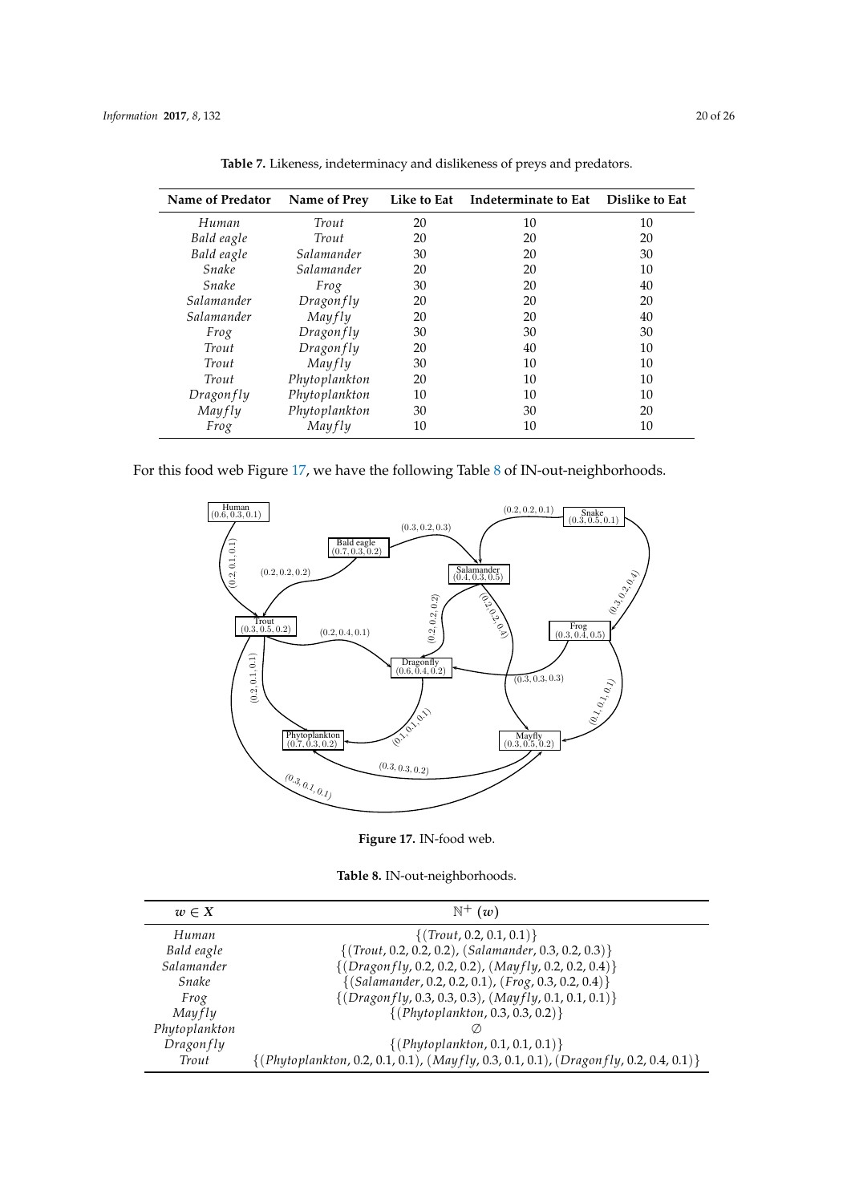**Table 7.** Likeness, indeterminacy and dislikeness of preys and predators.

| Name of Predator | Name of Prey | Like to Eat | Indeterminate to Eat | Dislike to Eat |
|---|---|---|---|---|
| *Human* | *Trout* | 20 | 10 | 10 |
| *Bald eagle* | *Trout* | 20 | 20 | 20 |
| *Bald eagle* | *Salamander* | 30 | 20 | 30 |
| *Snake* | *Salamander* | 20 | 20 | 10 |
| *Snake* | *Frog* | 30 | 20 | 40 |
| *Salamander* | *Dragonfly* | 20 | 20 | 20 |
| *Salamander* | *Mayfly* | 20 | 20 | 40 |
| *Frog* | *Dragonfly* | 30 | 30 | 30 |
| *Trout* | *Dragonfly* | 20 | 40 | 10 |
| *Trout* | *Mayfly* | 30 | 10 | 10 |
| *Trout* | *Phytoplankton* | 20 | 10 | 10 |
| *Dragonfly* | *Phytoplankton* | 10 | 10 | 10 |
| *Mayfly* | *Phytoplankton* | 30 | 30 | 20 |
| *Frog* | *Mayfly* | 10 | 10 | 10 |

For this food web Figure 17, we have the following Table 8 of IN-out-neighborhoods.

**Figure 17.** IN-food web.

**Table 8.** IN-out-neighborhoods.

| $w \in X$ | $\mathbb{N}^+(w)$ |
|---|---|
| *Human* | $\{(Trout, 0.2, 0.1, 0.1)\}$ |
| *Bald eagle* | $\{(Trout, 0.2, 0.2, 0.2), (Salamander, 0.3, 0.2, 0.3)\}$ |
| *Salamander* | $\{(Dragonfly, 0.2, 0.2, 0.2), (Mayfly, 0.2, 0.2, 0.4)\}$ |
| *Snake* | $\{(Salamander, 0.2, 0.2, 0.1), (Frog, 0.3, 0.2, 0.4)\}$ |
| *Frog* | $\{(Dragonfly, 0.3, 0.3, 0.3), (Mayfly, 0.1, 0.1, 0.1)\}$ |
| *Mayfly* | $\{(Phytoplankton, 0.3, 0.3, 0.2)\}$ |
| *Phytoplankton* | $\emptyset$ |
| *Dragonfly* | $\{(Phytoplankton, 0.1, 0.1, 0.1)\}$ |
| *Trout* | $\{(Phytoplankton, 0.2, 0.1, 0.1), (Mayfly, 0.3, 0.1, 0.1), (Dragonfly, 0.2, 0.4, 0.1)\}$ |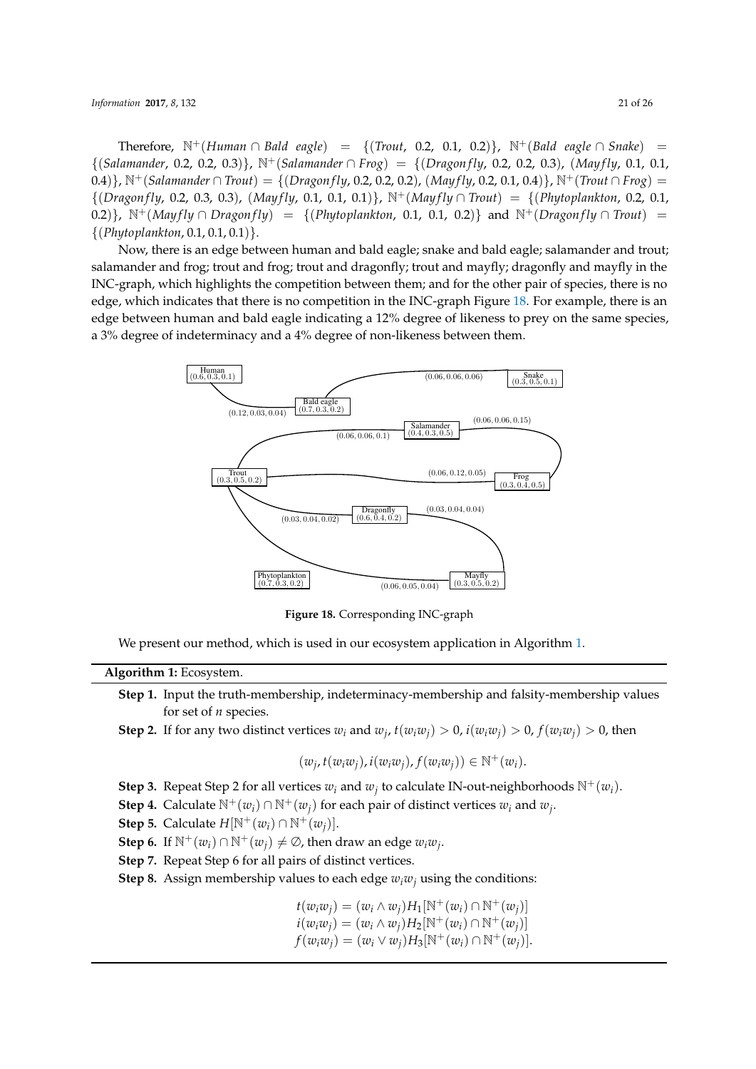Therefore, $\mathbb{N}^+(Human \cap Bald\ eagle) = \{(Trout, 0.2, 0.1, 0.2)\}$, $\mathbb{N}^+(Bald\ eagle \cap Snake) = \{(Salamander, 0.2, 0.2, 0.3)\}$, $\mathbb{N}^+(Salamander \cap Frog) = \{(Dragonfly, 0.2, 0.2, 0.3), (Mayfly, 0.1, 0.1, 0.4)\}$, $\mathbb{N}^+(Salamander \cap Trout) = \{(Dragonfly, 0.2, 0.2, 0.2), (Mayfly, 0.2, 0.1, 0.4)\}$, $\mathbb{N}^+(Trout \cap Frog) = \{(Dragonfly, 0.2, 0.3, 0.3), (Mayfly, 0.1, 0.1, 0.1)\}$, $\mathbb{N}^+(Mayfly \cap Trout) = \{(Phytoplankton, 0.2, 0.1, 0.2)\}$, $\mathbb{N}^+(Mayfly \cap Dragonfly) = \{(Phytoplankton, 0.1, 0.1, 0.2)\}$ and $\mathbb{N}^+(Dragonfly \cap Trout) = \{(Phytoplankton, 0.1, 0.1, 0.1)\}$.

Now, there is an edge between human and bald eagle; snake and bald eagle; salamander and trout; salamander and frog; trout and frog; trout and dragonfly; trout and mayfly; dragonfly and mayfly in the INC-graph, which highlights the competition between them; and for the other pair of species, there is no edge, which indicates that there is no competition in the INC-graph Figure 18. For example, there is an edge between human and bald eagle indicating a 12% degree of likeness to prey on the same species, a 3% degree of indeterminacy and a 4% degree of non-likeness between them.

**Figure 18.** Corresponding INC-graph

We present our method, which is used in our ecosystem application in Algorithm 1.

**Algorithm 1:** Ecosystem.

**Step 1.** Input the truth-membership, indeterminacy-membership and falsity-membership values for set of $n$ species.

**Step 2.** If for any two distinct vertices $w_i$ and $w_j$, $t(w_iw_j) > 0$, $i(w_iw_j) > 0$, $f(w_iw_j) > 0$, then

$$(w_j, t(w_iw_j), i(w_iw_j), f(w_iw_j)) \in \mathbb{N}^+(w_i).$$

**Step 3.** Repeat Step 2 for all vertices $w_i$ and $w_j$ to calculate IN-out-neighborhoods $\mathbb{N}^+(w_i)$.

**Step 4.** Calculate $\mathbb{N}^+(w_i) \cap \mathbb{N}^+(w_j)$ for each pair of distinct vertices $w_i$ and $w_j$.

**Step 5.** Calculate $H[\mathbb{N}^+(w_i) \cap \mathbb{N}^+(w_j)]$.

**Step 6.** If $\mathbb{N}^+(w_i) \cap \mathbb{N}^+(w_j) \neq \emptyset$, then draw an edge $w_iw_j$.

**Step 7.** Repeat Step 6 for all pairs of distinct vertices.

**Step 8.** Assign membership values to each edge $w_iw_j$ using the conditions:

$$t(w_iw_j) = (w_i \wedge w_j)H_1[\mathbb{N}^+(w_i) \cap \mathbb{N}^+(w_j)]$$
$$i(w_iw_j) = (w_i \wedge w_j)H_2[\mathbb{N}^+(w_i) \cap \mathbb{N}^+(w_j)]$$
$$f(w_iw_j) = (w_i \vee w_j)H_3[\mathbb{N}^+(w_i) \cap \mathbb{N}^+(w_j)].$$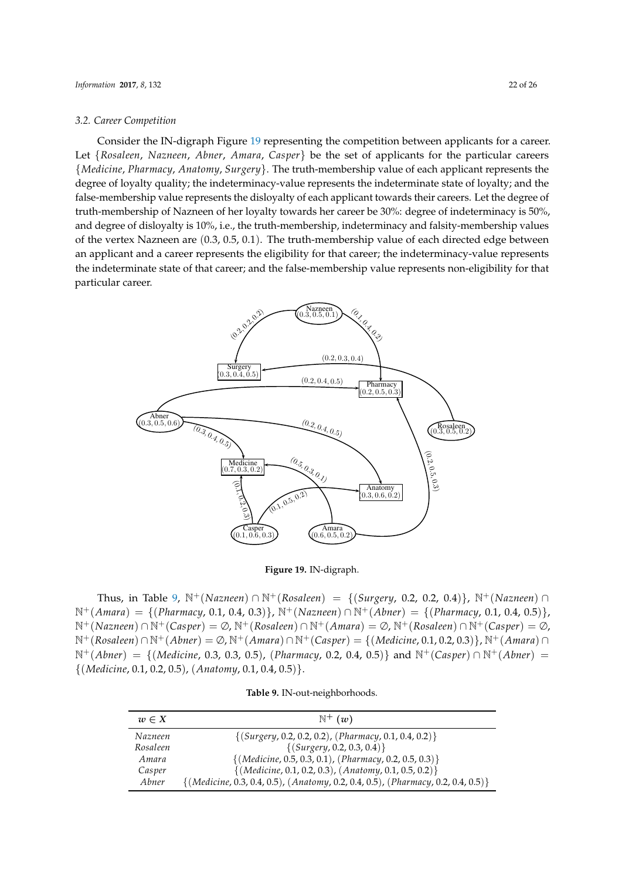### 3.2. Career Competition

Consider the IN-digraph Figure 19 representing the competition between applicants for a career. Let {*Rosaleen*, *Nazneen*, *Abner*, *Amara*, *Casper*} be the set of applicants for the particular careers {*Medicine*, *Pharmacy*, *Anatomy*, *Surgery*}. The truth-membership value of each applicant represents the degree of loyalty quality; the indeterminacy-value represents the indeterminate state of loyalty; and the false-membership value represents the disloyalty of each applicant towards their careers. Let the degree of truth-membership of Nazneen of her loyalty towards her career be 30%: degree of indeterminacy is 50%, and degree of disloyalty is 10%, i.e., the truth-membership, indeterminacy and falsity-membership values of the vertex Nazneen are (0.3, 0.5, 0.1). The truth-membership value of each directed edge between an applicant and a career represents the eligibility for that career; the indeterminacy-value represents the indeterminate state of that career; and the false-membership value represents non-eligibility for that particular career.

**Figure 19.** IN-digraph.

Thus, in Table 9, $\mathbb{N}^+(Nazneen) \cap \mathbb{N}^+(Rosaleen) = \{(Surgery, 0.2, 0.2, 0.4)\}$, $\mathbb{N}^+(Nazneen) \cap \mathbb{N}^+(Amara) = \{(Pharmacy, 0.1, 0.4, 0.3)\}$, $\mathbb{N}^+(Nazneen) \cap \mathbb{N}^+(Abner) = \{(Pharmacy, 0.1, 0.4, 0.5)\}$, $\mathbb{N}^+(Nazneen) \cap \mathbb{N}^+(Casper) = \emptyset$, $\mathbb{N}^+(Rosaleen) \cap \mathbb{N}^+(Amara) = \emptyset$, $\mathbb{N}^+(Rosaleen) \cap \mathbb{N}^+(Casper) = \emptyset$, $\mathbb{N}^+(Rosaleen) \cap \mathbb{N}^+(Abner) = \emptyset$, $\mathbb{N}^+(Amara) \cap \mathbb{N}^+(Casper) = \{(Medicine, 0.1, 0.2, 0.3)\}$, $\mathbb{N}^+(Amara) \cap \mathbb{N}^+(Abner) = \{(Medicine, 0.3, 0.3, 0.5), (Pharmacy, 0.2, 0.4, 0.5)\}$ and $\mathbb{N}^+(Casper) \cap \mathbb{N}^+(Abner) = \{(Medicine, 0.1, 0.2, 0.5), (Anatomy, 0.1, 0.4, 0.5)\}$.

**Table 9.** IN-out-neighborhoods.

| $w \in X$ | $\mathbb{N}^+(w)$ |
|---|---|
| *Nazneen* | $\{(Surgery, 0.2, 0.2, 0.2), (Pharmacy, 0.1, 0.4, 0.2)\}$ |
| *Rosaleen* | $\{(Surgery, 0.2, 0.3, 0.4)\}$ |
| *Amara* | $\{(Medicine, 0.5, 0.3, 0.1), (Pharmacy, 0.2, 0.5, 0.3)\}$ |
| *Casper* | $\{(Medicine, 0.1, 0.2, 0.3), (Anatomy, 0.1, 0.5, 0.2)\}$ |
| *Abner* | $\{(Medicine, 0.3, 0.4, 0.5), (Anatomy, 0.2, 0.4, 0.5), (Pharmacy, 0.2, 0.4, 0.5)\}$ |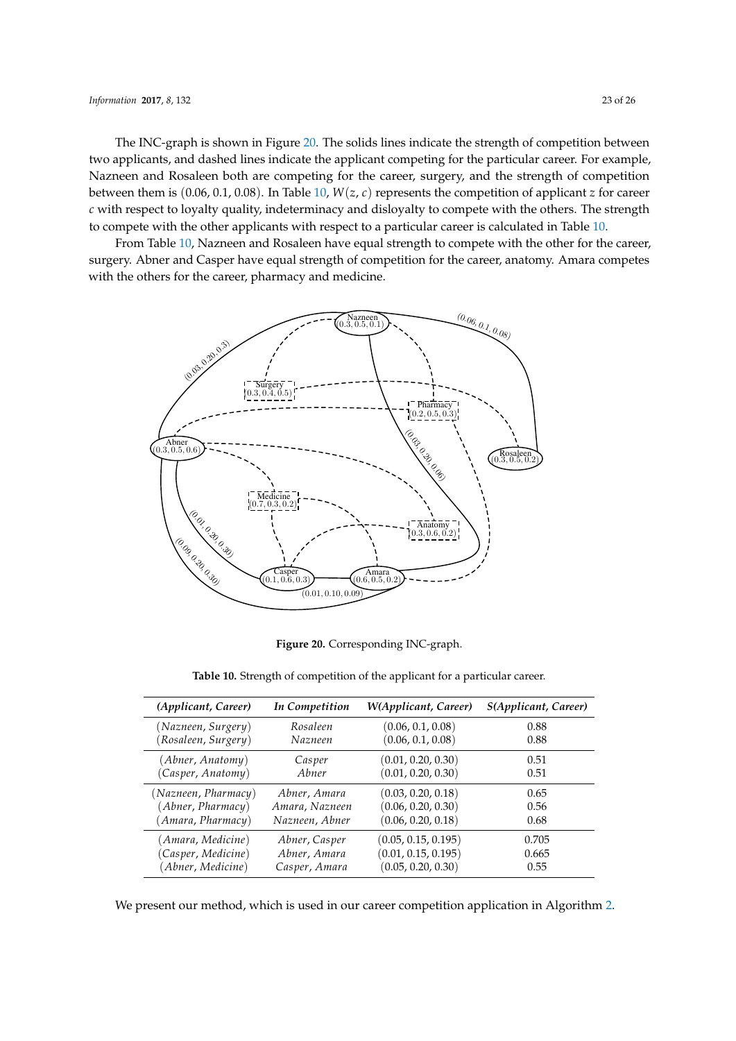The INC-graph is shown in Figure 20. The solids lines indicate the strength of competition between two applicants, and dashed lines indicate the applicant competing for the particular career. For example, Nazneen and Rosaleen both are competing for the career, surgery, and the strength of competition between them is $(0.06, 0.1, 0.08)$. In Table 10, $W(z, c)$ represents the competition of applicant $z$ for career $c$ with respect to loyalty quality, indeterminacy and disloyalty to compete with the others. The strength to compete with the other applicants with respect to a particular career is calculated in Table 10.

From Table 10, Nazneen and Rosaleen have equal strength to compete with the other for the career, surgery. Abner and Casper have equal strength of competition for the career, anatomy. Amara competes with the others for the career, pharmacy and medicine.

**Figure 20.** Corresponding INC-graph.

**Table 10.** Strength of competition of the applicant for a particular career.

| *(Applicant, Career)* | *In Competition* | *W(Applicant, Career)* | *S(Applicant, Career)* |
|---|---|---|---|
| $(Nazneen, Surgery)$ | *Rosaleen* | $(0.06, 0.1, 0.08)$ | 0.88 |
| $(Rosaleen, Surgery)$ | *Nazneen* | $(0.06, 0.1, 0.08)$ | 0.88 |
| $(Abner, Anatomy)$ | *Casper* | $(0.01, 0.20, 0.30)$ | 0.51 |
| $(Casper, Anatomy)$ | *Abner* | $(0.01, 0.20, 0.30)$ | 0.51 |
| $(Nazneen, Pharmacy)$ | *Abner, Amara* | $(0.03, 0.20, 0.18)$ | 0.65 |
| $(Abner, Pharmacy)$ | *Amara, Nazneen* | $(0.06, 0.20, 0.30)$ | 0.56 |
| $(Amara, Pharmacy)$ | *Nazneen, Abner* | $(0.06, 0.20, 0.18)$ | 0.68 |
| $(Amara, Medicine)$ | *Abner, Casper* | $(0.05, 0.15, 0.195)$ | 0.705 |
| $(Casper, Medicine)$ | *Abner, Amara* | $(0.01, 0.15, 0.195)$ | 0.665 |
| $(Abner, Medicine)$ | *Casper, Amara* | $(0.05, 0.20, 0.30)$ | 0.55 |

We present our method, which is used in our career competition application in Algorithm 2.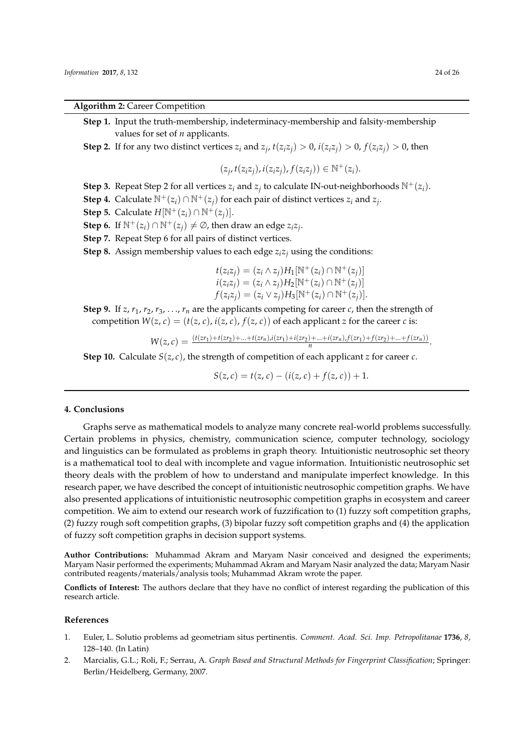**Algorithm 2:** Career Competition

**Step 1.** Input the truth-membership, indeterminacy-membership and falsity-membership values for set of $n$ applicants.

**Step 2.** If for any two distinct vertices $z_i$ and $z_j$, $t(z_iz_j) > 0$, $i(z_iz_j) > 0$, $f(z_iz_j) > 0$, then

$$(z_j, t(z_iz_j), i(z_iz_j), f(z_iz_j)) \in \mathbb{N}^+(z_i).$$

**Step 3.** Repeat Step 2 for all vertices $z_i$ and $z_j$ to calculate IN-out-neighborhoods $\mathbb{N}^+(z_i)$.

**Step 4.** Calculate $\mathbb{N}^+(z_i) \cap \mathbb{N}^+(z_j)$ for each pair of distinct vertices $z_i$ and $z_j$.

**Step 5.** Calculate $H[\mathbb{N}^+(z_i) \cap \mathbb{N}^+(z_j)]$.

**Step 6.** If $\mathbb{N}^+(z_i) \cap \mathbb{N}^+(z_j) \neq \emptyset$, then draw an edge $z_iz_j$.

**Step 7.** Repeat Step 6 for all pairs of distinct vertices.

**Step 8.** Assign membership values to each edge $z_iz_j$ using the conditions:

$$\begin{aligned}
t(z_iz_j) &= (z_i \wedge z_j)H_1[\mathbb{N}^+(z_i) \cap \mathbb{N}^+(z_j)] \\
i(z_iz_j) &= (z_i \wedge z_j)H_2[\mathbb{N}^+(z_i) \cap \mathbb{N}^+(z_j)] \\
f(z_iz_j) &= (z_i \vee z_j)H_3[\mathbb{N}^+(z_i) \cap \mathbb{N}^+(z_j)].
\end{aligned}$$

**Step 9.** If $z, r_1, r_2, r_3, \ldots, r_n$ are the applicants competing for career $c$, then the strength of competition $W(z, c) = (t(z, c), i(z, c), f(z, c))$ of each applicant $z$ for the career $c$ is:

$$W(z, c) = \frac{(t(zr_1) + t(zr_2) + \ldots + t(zr_n), i(zr_1) + i(zr_2) + \ldots + i(zr_n), f(zr_1) + f(zr_2) + \ldots + f(zr_n))}{n}.$$

**Step 10.** Calculate $S(z, c)$, the strength of competition of each applicant $z$ for career $c$.

$$S(z, c) = t(z, c) - (i(z, c) + f(z, c)) + 1.$$

## 4. Conclusions

Graphs serve as mathematical models to analyze many concrete real-world problems successfully. Certain problems in physics, chemistry, communication science, computer technology, sociology and linguistics can be formulated as problems in graph theory. Intuitionistic neutrosophic set theory is a mathematical tool to deal with incomplete and vague information. Intuitionistic neutrosophic set theory deals with the problem of how to understand and manipulate imperfect knowledge. In this research paper, we have described the concept of intuitionistic neutrosophic competition graphs. We have also presented applications of intuitionistic neutrosophic competition graphs in ecosystem and career competition. We aim to extend our research work of fuzzification to (1) fuzzy soft competition graphs, (2) fuzzy rough soft competition graphs, (3) bipolar fuzzy soft competition graphs and (4) the application of fuzzy soft competition graphs in decision support systems.

**Author Contributions:** Muhammad Akram and Maryam Nasir conceived and designed the experiments; Maryam Nasir performed the experiments; Muhammad Akram and Maryam Nasir analyzed the data; Maryam Nasir contributed reagents/materials/analysis tools; Muhammad Akram wrote the paper.

**Conflicts of Interest:** The authors declare that they have no conflict of interest regarding the publication of this research article.

## References

1. Euler, L. Solutio problems ad geometriam situs pertinentis. *Comment. Acad. Sci. Imp. Petropolitanae* **1736**, *8*, 128–140. (In Latin)
2. Marcialis, G.L.; Roli, F.; Serrau, A. *Graph Based and Structural Methods for Fingerprint Classification*; Springer: Berlin/Heidelberg, Germany, 2007.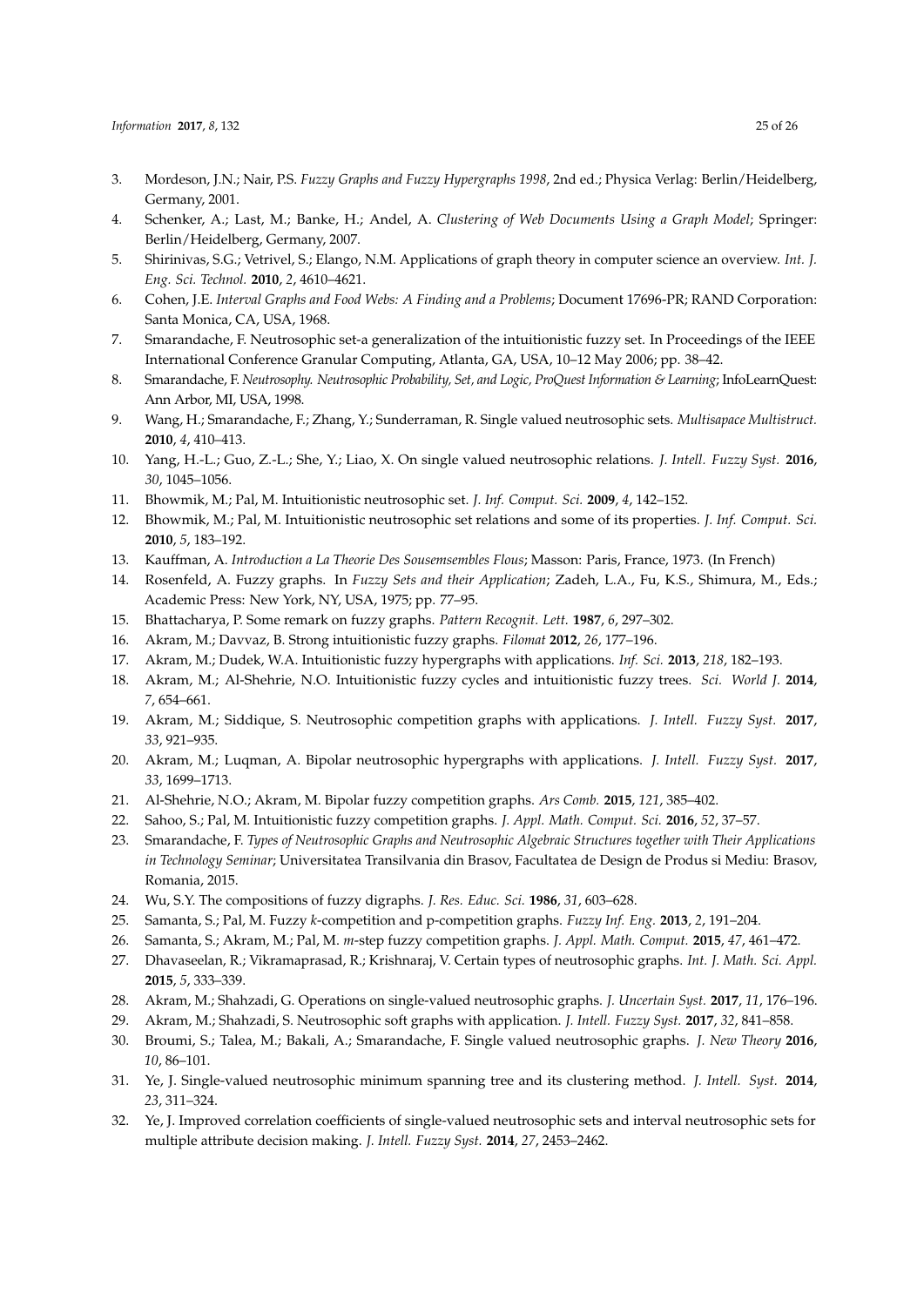3. Mordeson, J.N.; Nair, P.S. *Fuzzy Graphs and Fuzzy Hypergraphs 1998*, 2nd ed.; Physica Verlag: Berlin/Heidelberg, Germany, 2001.
4. Schenker, A.; Last, M.; Banke, H.; Andel, A. *Clustering of Web Documents Using a Graph Model*; Springer: Berlin/Heidelberg, Germany, 2007.
5. Shirinivas, S.G.; Vetrivel, S.; Elango, N.M. Applications of graph theory in computer science an overview. *Int. J. Eng. Sci. Technol.* **2010**, *2*, 4610–4621.
6. Cohen, J.E. *Interval Graphs and Food Webs: A Finding and a Problems*; Document 17696-PR; RAND Corporation: Santa Monica, CA, USA, 1968.
7. Smarandache, F. Neutrosophic set-a generalization of the intuitionistic fuzzy set. In Proceedings of the IEEE International Conference Granular Computing, Atlanta, GA, USA, 10–12 May 2006; pp. 38–42.
8. Smarandache, F. *Neutrosophy. Neutrosophic Probability, Set, and Logic, ProQuest Information & Learning*; InfoLearnQuest: Ann Arbor, MI, USA, 1998.
9. Wang, H.; Smarandache, F.; Zhang, Y.; Sunderraman, R. Single valued neutrosophic sets. *Multisapace Multistruct.* **2010**, *4*, 410–413.
10. Yang, H.-L.; Guo, Z.-L.; She, Y.; Liao, X. On single valued neutrosophic relations. *J. Intell. Fuzzy Syst.* **2016**, *30*, 1045–1056.
11. Bhowmik, M.; Pal, M. Intuitionistic neutrosophic set. *J. Inf. Comput. Sci.* **2009**, *4*, 142–152.
12. Bhowmik, M.; Pal, M. Intuitionistic neutrosophic set relations and some of its properties. *J. Inf. Comput. Sci.* **2010**, *5*, 183–192.
13. Kauffman, A. *Introduction a La Theorie Des Sousemsembles Flous*; Masson: Paris, France, 1973. (In French)
14. Rosenfeld, A. Fuzzy graphs. In *Fuzzy Sets and their Application*; Zadeh, L.A., Fu, K.S., Shimura, M., Eds.; Academic Press: New York, NY, USA, 1975; pp. 77–95.
15. Bhattacharya, P. Some remark on fuzzy graphs. *Pattern Recognit. Lett.* **1987**, *6*, 297–302.
16. Akram, M.; Davvaz, B. Strong intuitionistic fuzzy graphs. *Filomat* **2012**, *26*, 177–196.
17. Akram, M.; Dudek, W.A. Intuitionistic fuzzy hypergraphs with applications. *Inf. Sci.* **2013**, *218*, 182–193.
18. Akram, M.; Al-Shehrie, N.O. Intuitionistic fuzzy cycles and intuitionistic fuzzy trees. *Sci. World J.* **2014**, *7*, 654–661.
19. Akram, M.; Siddique, S. Neutrosophic competition graphs with applications. *J. Intell. Fuzzy Syst.* **2017**, *33*, 921–935.
20. Akram, M.; Luqman, A. Bipolar neutrosophic hypergraphs with applications. *J. Intell. Fuzzy Syst.* **2017**, *33*, 1699–1713.
21. Al-Shehrie, N.O.; Akram, M. Bipolar fuzzy competition graphs. *Ars Comb.* **2015**, *121*, 385–402.
22. Sahoo, S.; Pal, M. Intuitionistic fuzzy competition graphs. *J. Appl. Math. Comput. Sci.* **2016**, *52*, 37–57.
23. Smarandache, F. *Types of Neutrosophic Graphs and Neutrosophic Algebraic Structures together with Their Applications in Technology Seminar*; Universitatea Transilvania din Brasov, Facultatea de Design de Produs si Mediu: Brasov, Romania, 2015.
24. Wu, S.Y. The compositions of fuzzy digraphs. *J. Res. Educ. Sci.* **1986**, *31*, 603–628.
25. Samanta, S.; Pal, M. Fuzzy *k*-competition and p-competition graphs. *Fuzzy Inf. Eng.* **2013**, *2*, 191–204.
26. Samanta, S.; Akram, M.; Pal, M. *m*-step fuzzy competition graphs. *J. Appl. Math. Comput.* **2015**, *47*, 461–472.
27. Dhavaseelan, R.; Vikramaprasad, R.; Krishnaraj, V. Certain types of neutrosophic graphs. *Int. J. Math. Sci. Appl.* **2015**, *5*, 333–339.
28. Akram, M.; Shahzadi, G. Operations on single-valued neutrosophic graphs. *J. Uncertain Syst.* **2017**, *11*, 176–196.
29. Akram, M.; Shahzadi, S. Neutrosophic soft graphs with application. *J. Intell. Fuzzy Syst.* **2017**, *32*, 841–858.
30. Broumi, S.; Talea, M.; Bakali, A.; Smarandache, F. Single valued neutrosophic graphs. *J. New Theory* **2016**, *10*, 86–101.
31. Ye, J. Single-valued neutrosophic minimum spanning tree and its clustering method. *J. Intell. Syst.* **2014**, *23*, 311–324.
32. Ye, J. Improved correlation coefficients of single-valued neutrosophic sets and interval neutrosophic sets for multiple attribute decision making. *J. Intell. Fuzzy Syst.* **2014**, *27*, 2453–2462.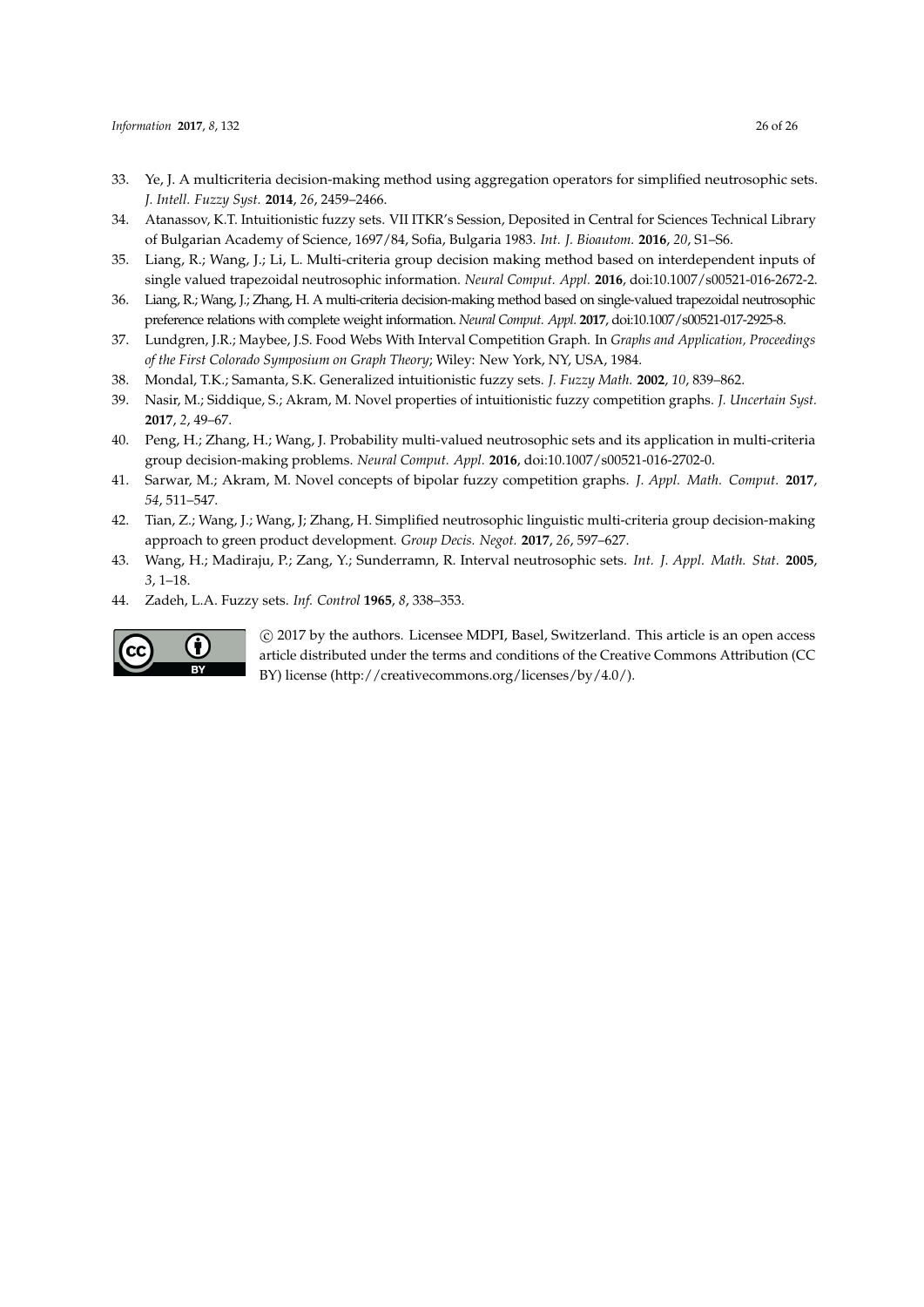33. Ye, J. A multicriteria decision-making method using aggregation operators for simplified neutrosophic sets. *J. Intell. Fuzzy Syst.* **2014**, *26*, 2459–2466.
34. Atanassov, K.T. Intuitionistic fuzzy sets. VII ITKR's Session, Deposited in Central for Sciences Technical Library of Bulgarian Academy of Science, 1697/84, Sofia, Bulgaria 1983. *Int. J. Bioautom.* **2016**, *20*, S1–S6.
35. Liang, R.; Wang, J.; Li, L. Multi-criteria group decision making method based on interdependent inputs of single valued trapezoidal neutrosophic information. *Neural Comput. Appl.* **2016**, doi:10.1007/s00521-016-2672-2.
36. Liang, R.; Wang, J.; Zhang, H. A multi-criteria decision-making method based on single-valued trapezoidal neutrosophic preference relations with complete weight information. *Neural Comput. Appl.* **2017**, doi:10.1007/s00521-017-2925-8.
37. Lundgren, J.R.; Maybee, J.S. Food Webs With Interval Competition Graph. In *Graphs and Application, Proceedings of the First Colorado Symposium on Graph Theory*; Wiley: New York, NY, USA, 1984.
38. Mondal, T.K.; Samanta, S.K. Generalized intuitionistic fuzzy sets. *J. Fuzzy Math.* **2002**, *10*, 839–862.
39. Nasir, M.; Siddique, S.; Akram, M. Novel properties of intuitionistic fuzzy competition graphs. *J. Uncertain Syst.* **2017**, *2*, 49–67.
40. Peng, H.; Zhang, H.; Wang, J. Probability multi-valued neutrosophic sets and its application in multi-criteria group decision-making problems. *Neural Comput. Appl.* **2016**, doi:10.1007/s00521-016-2702-0.
41. Sarwar, M.; Akram, M. Novel concepts of bipolar fuzzy competition graphs. *J. Appl. Math. Comput.* **2017**, *54*, 511–547.
42. Tian, Z.; Wang, J.; Wang, J; Zhang, H. Simplified neutrosophic linguistic multi-criteria group decision-making approach to green product development. *Group Decis. Negot.* **2017**, *26*, 597–627.
43. Wang, H.; Madiraju, P.; Zang, Y.; Sunderramn, R. Interval neutrosophic sets. *Int. J. Appl. Math. Stat.* **2005**, *3*, 1–18.
44. Zadeh, L.A. Fuzzy sets. *Inf. Control* **1965**, *8*, 338–353.

© 2017 by the authors. Licensee MDPI, Basel, Switzerland. This article is an open access article distributed under the terms and conditions of the Creative Commons Attribution (CC BY) license (http://creativecommons.org/licenses/by/4.0/).